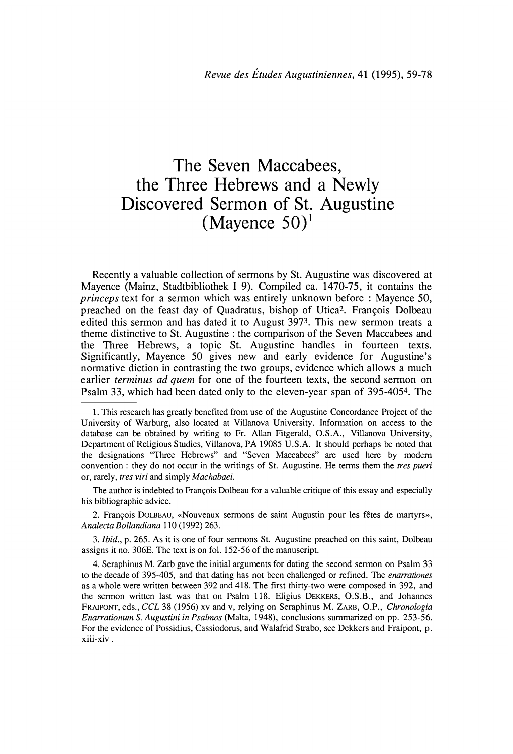# The Seven Maccabees, the Three Hebrews and a Newly Discovered Sermon of St. Augustine (Mayence 50)[1]

Recently a valuable collection of sermons by St. Augustine was discovered at Mayence (Mainz, Stadtbibliothek I 9). Compiled ca. 1470-75, it contains the *princeps* text for a sermon which was entirely unknown before : Mayence 50, preached on the feast day of Quadratus, bishop of Utica[2]. François Dolbeau edited this sermon and has dated it to August 397[3]. This new sermon treats a theme distinctive to St. Augustine : the comparison of the Seven Maccabees and the Three Hebrews, a topic St. Augustine handles in fourteen texts. Significantly, Mayence 50 gives new and early evidence for Augustine's normative diction in contrasting the two groups, evidence which allows a much earlier *terminus ad quem* for one of the fourteen texts, the second sermon on Psalm 33, which had been dated only to the eleven-year span of 395-405[4]. The

---

1. This research has greatly benefited from use of the Augustine Concordance Project of the University of Warburg, also located at Villanova University. Information on access to the database can be obtained by writing to Fr. Allan Fitgerald, O.S.A., Villanova University, Department of Religious Studies, Villanova, PA 19085 U.S.A. It should perhaps be noted that the designations "Three Hebrews" and "Seven Maccabees" are used here by modern convention : they do not occur in the writings of St. Augustine. He terms them the *tres pueri* or, rarely, *tres viri* and simply *Machabaei*.

The author is indebted to François Dolbeau for a valuable critique of this essay and especially his bibliographic advice.

2. François DOLBEAU, «Nouveaux sermons de saint Augustin pour les fêtes de martyrs», *Analecta Bollandiana* 110 (1992) 263.

3. *Ibid.*, p. 265. As it is one of four sermons St. Augustine preached on this saint, Dolbeau assigns it no. 306E. The text is on fol. 152-56 of the manuscript.

4. Seraphinus M. Zarb gave the initial arguments for dating the second sermon on Psalm 33 to the decade of 395-405, and that dating has not been challenged or refined. The *enarrationes* as a whole were written between 392 and 418. The first thirty-two were composed in 392, and the sermon written last was that on Psalm 118. Eligius DEKKERS, O.S.B., and Johannes FRAIPONT, eds., *CCL* 38 (1956) xv and v, relying on Seraphinus M. ZARB, O.P., *Chronologia Enarrationum S. Augustini in Psalmos* (Malta, 1948), conclusions summarized on pp. 253-56. For the evidence of Possidius, Cassiodorus, and Walafrid Strabo, see Dekkers and Fraipont, p. xiii-xiv .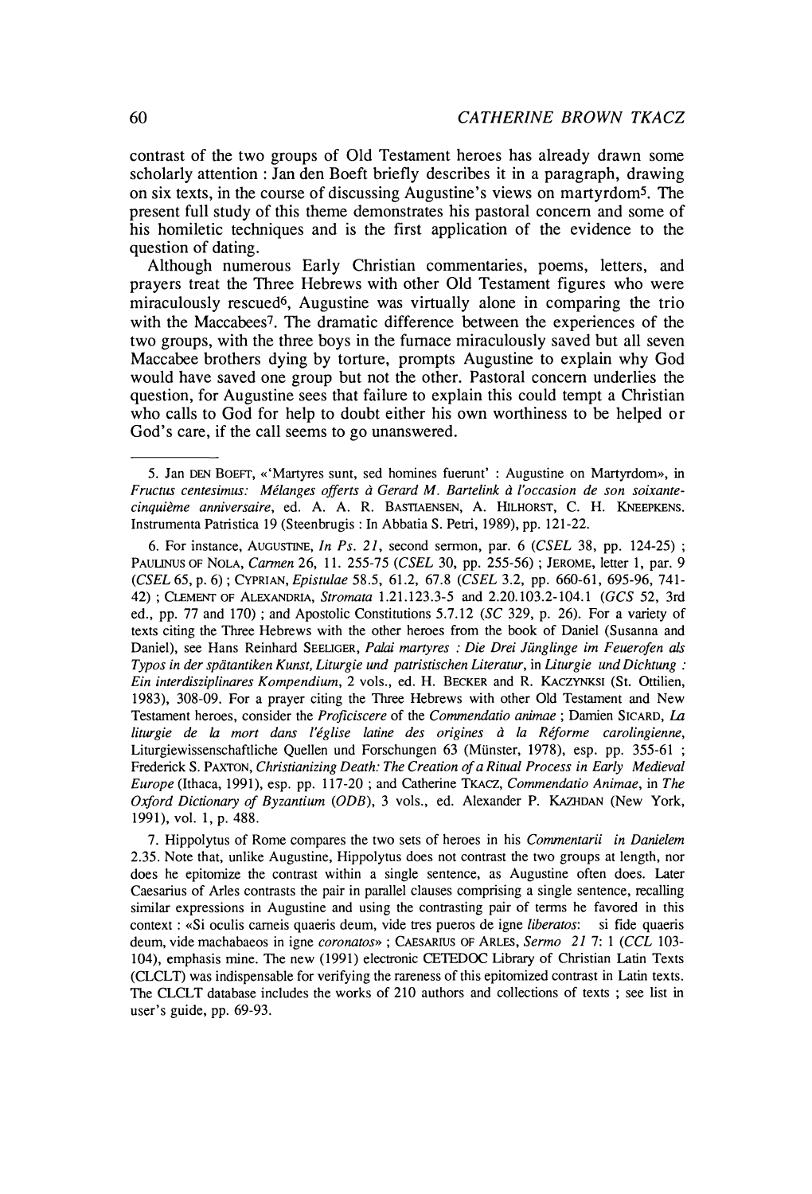contrast of the two groups of Old Testament heroes has already drawn some scholarly attention : Jan den Boeft briefly describes it in a paragraph, drawing on six texts, in the course of discussing Augustine's views on martyrdom[5]. The present full study of this theme demonstrates his pastoral concern and some of his homiletic techniques and is the first application of the evidence to the question of dating.

Although numerous Early Christian commentaries, poems, letters, and prayers treat the Three Hebrews with other Old Testament figures who were miraculously rescued[6], Augustine was virtually alone in comparing the trio with the Maccabees[7]. The dramatic difference between the experiences of the two groups, with the three boys in the furnace miraculously saved but all seven Maccabee brothers dying by torture, prompts Augustine to explain why God would have saved one group but not the other. Pastoral concern underlies the question, for Augustine sees that failure to explain this could tempt a Christian who calls to God for help to doubt either his own worthiness to be helped or God's care, if the call seems to go unanswered.

---

5. Jan DEN BOEFT, «'Martyres sunt, sed homines fuerunt' : Augustine on Martyrdom», in *Fructus centesimus: Mélanges offerts à Gerard M. Bartelink à l'occasion de son soixante-cinquième anniversaire*, ed. A. A. R. BASTIAENSEN, A. HILHORST, C. H. KNEEPKENS. Instrumenta Patristica 19 (Steenbrugis : In Abbatia S. Petri, 1989), pp. 121-22.

6. For instance, AUGUSTINE, *In Ps. 21*, second sermon, par. 6 (*CSEL* 38, pp. 124-25) ; PAULINUS OF NOLA, *Carmen* 26, ll. 255-75 (*CSEL* 30, pp. 255-56) ; JEROME, letter 1, par. 9 (*CSEL* 65, p. 6) ; CYPRIAN, *Epistulae* 58.5, 61.2, 67.8 (*CSEL* 3.2, pp. 660-61, 695-96, 741-42) ; CLEMENT OF ALEXANDRIA, *Stromata* 1.21.123.3-5 and 2.20.103.2-104.1 (*GCS* 52, 3rd ed., pp. 77 and 170) ; and Apostolic Constitutions 5.7.12 (*SC* 329, p. 26). For a variety of texts citing the Three Hebrews with the other heroes from the book of Daniel (Susanna and Daniel), see Hans Reinhard SEELIGER, *Palai martyres : Die Drei Jünglinge im Feuerofen als Typos in der spätantiken Kunst, Liturgie und patristischen Literatur*, in *Liturgie und Dichtung : Ein interdisziplinares Kompendium*, 2 vols., ed. H. BECKER and R. KACZYNKSI (St. Ottilien, 1983), 308-09. For a prayer citing the Three Hebrews with other Old Testament and New Testament heroes, consider the *Proficiscere* of the *Commendatio animae* ; Damien SICARD, *La liturgie de la mort dans l'église latine des origines à la Réforme carolingienne*, Liturgiewissenschaftliche Quellen und Forschungen 63 (Münster, 1978), esp. pp. 355-61 ; Frederick S. PAXTON, *Christianizing Death: The Creation of a Ritual Process in Early Medieval Europe* (Ithaca, 1991), esp. pp. 117-20 ; and Catherine TKACZ, *Commendatio Animae*, in *The Oxford Dictionary of Byzantium* (*ODB*), 3 vols., ed. Alexander P. KAZHDAN (New York, 1991), vol. 1, p. 488.

7. Hippolytus of Rome compares the two sets of heroes in his *Commentarii in Danielem* 2.35. Note that, unlike Augustine, Hippolytus does not contrast the two groups at length, nor does he epitomize the contrast within a single sentence, as Augustine often does. Later Caesarius of Arles contrasts the pair in parallel clauses comprising a single sentence, recalling similar expressions in Augustine and using the contrasting pair of terms he favored in this context : «Si oculis carneis quaeris deum, vide tres pueros de igne *liberatos*: si fide quaeris deum, vide machabaeos in igne *coronatos*» ; CAESARIUS OF ARLES, *Sermo 21* 7: 1 (*CCL* 103-104), emphasis mine. The new (1991) electronic CETEDOC Library of Christian Latin Texts (CLCLT) was indispensable for verifying the rareness of this epitomized contrast in Latin texts. The CLCLT database includes the works of 210 authors and collections of texts ; see list in user's guide, pp. 69-93.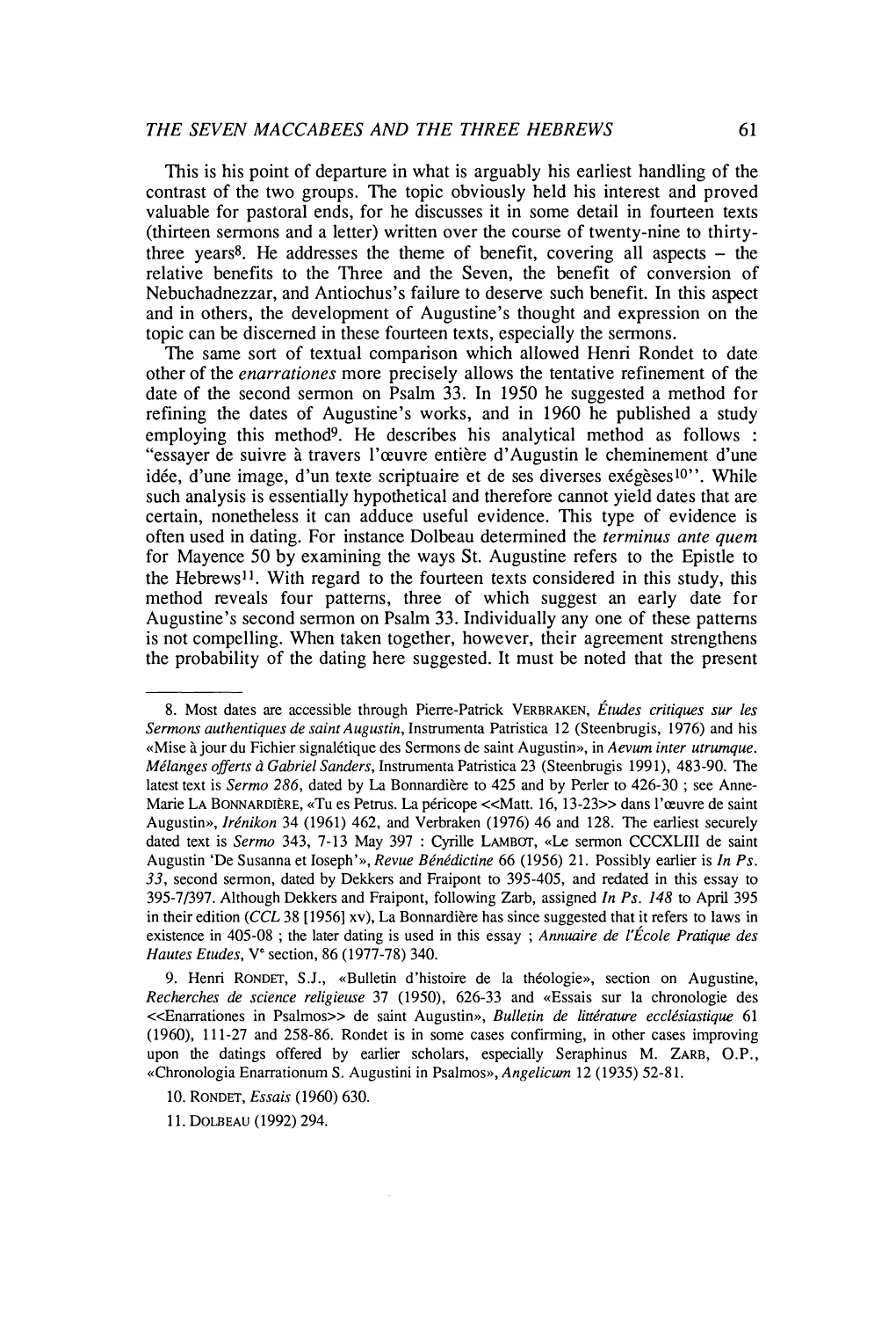This is his point of departure in what is arguably his earliest handling of the contrast of the two groups. The topic obviously held his interest and proved valuable for pastoral ends, for he discusses it in some detail in fourteen texts (thirteen sermons and a letter) written over the course of twenty-nine to thirty-three years[8]. He addresses the theme of benefit, covering all aspects – the relative benefits to the Three and the Seven, the benefit of conversion of Nebuchadnezzar, and Antiochus's failure to deserve such benefit. In this aspect and in others, the development of Augustine's thought and expression on the topic can be discerned in these fourteen texts, especially the sermons.

The same sort of textual comparison which allowed Henri Rondet to date other of the *enarrationes* more precisely allows the tentative refinement of the date of the second sermon on Psalm 33. In 1950 he suggested a method for refining the dates of Augustine's works, and in 1960 he published a study employing this method[9]. He describes his analytical method as follows : "essayer de suivre à travers l'œuvre entière d'Augustin le cheminement d'une idée, d'une image, d'un texte scriptuaire et de ses diverses exégèses[10]". While such analysis is essentially hypothetical and therefore cannot yield dates that are certain, nonetheless it can adduce useful evidence. This type of evidence is often used in dating. For instance Dolbeau determined the *terminus ante quem* for Mayence 50 by examining the ways St. Augustine refers to the Epistle to the Hebrews[11]. With regard to the fourteen texts considered in this study, this method reveals four patterns, three of which suggest an early date for Augustine's second sermon on Psalm 33. Individually any one of these patterns is not compelling. When taken together, however, their agreement strengthens the probability of the dating here suggested. It must be noted that the present

---

8. Most dates are accessible through Pierre-Patrick VERBRAKEN, *Études critiques sur les Sermons authentiques de saint Augustin*, Instrumenta Patristica 12 (Steenbrugis, 1976) and his «Mise à jour du Fichier signalétique des Sermons de saint Augustin», in *Aevum inter utrumque. Mélanges offerts à Gabriel Sanders*, Instrumenta Patristica 23 (Steenbrugis 1991), 483-90. The latest text is *Sermo 286*, dated by La Bonnardière to 425 and by Perler to 426-30 ; see Anne-Marie LA BONNARDIÈRE, «Tu es Petrus. La péricope <<Matt. 16, 13-23>> dans l'œuvre de saint Augustin», *Irénikon* 34 (1961) 462, and Verbraken (1976) 46 and 128. The earliest securely dated text is *Sermo* 343, 7-13 May 397 : Cyrille LAMBOT, «Le sermon CCCXLIII de saint Augustin 'De Susanna et Ioseph'», *Revue Bénédictine* 66 (1956) 21. Possibly earlier is *In Ps. 33*, second sermon, dated by Dekkers and Fraipont to 395-405, and redated in this essay to 395-7/397. Although Dekkers and Fraipont, following Zarb, assigned *In Ps. 148* to April 395 in their edition (*CCL* 38 [1956] xv), La Bonnardière has since suggested that it refers to laws in existence in 405-08 ; the later dating is used in this essay ; *Annuaire de l'École Pratique des Hautes Etudes*, V^e section, 86 (1977-78) 340.

9. Henri RONDET, S.J., «Bulletin d'histoire de la théologie», section on Augustine, *Recherches de science religieuse* 37 (1950), 626-33 and «Essais sur la chronologie des <<Enarrationes in Psalmos>> de saint Augustin», *Bulletin de littérature ecclésiastique* 61 (1960), 111-27 and 258-86. Rondet is in some cases confirming, in other cases improving upon the datings offered by earlier scholars, especially Seraphinus M. ZARB, O.P., «Chronologia Enarrationum S. Augustini in Psalmos», *Angelicum* 12 (1935) 52-81.

10. RONDET, *Essais* (1960) 630.

11. DOLBEAU (1992) 294.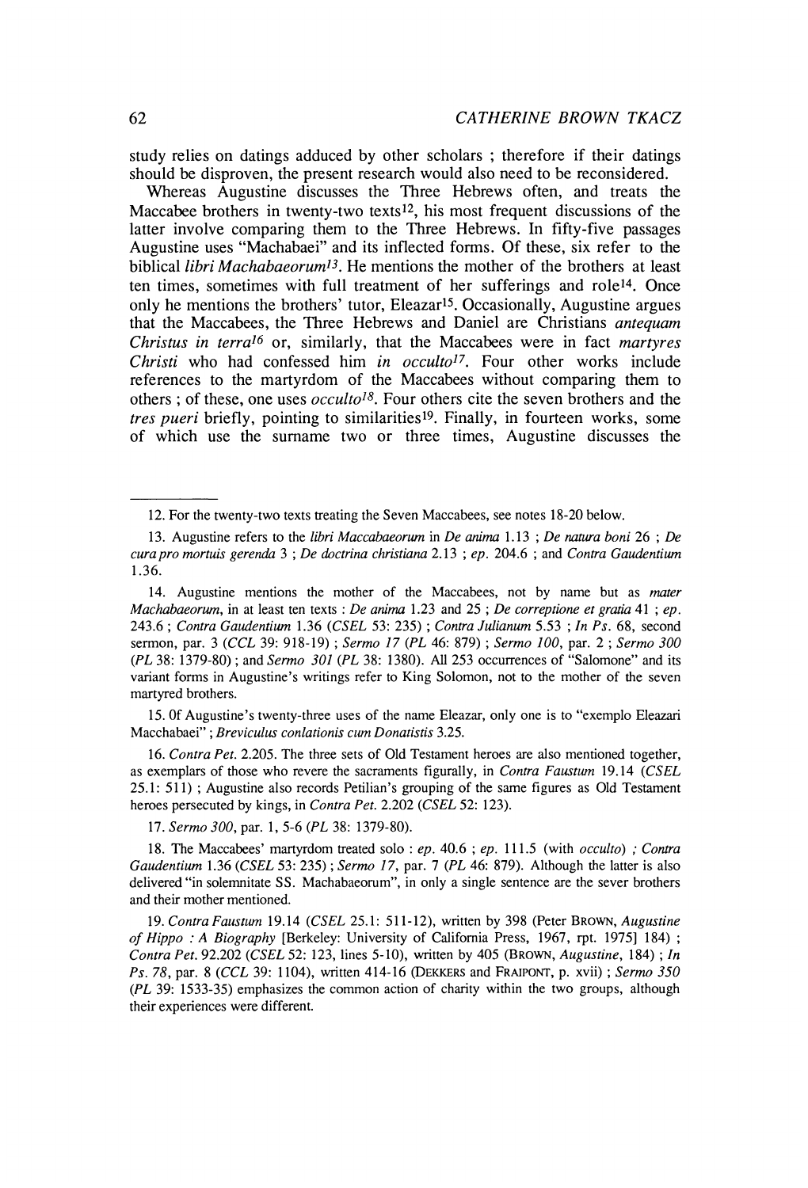study relies on datings adduced by other scholars ; therefore if their datings should be disproven, the present research would also need to be reconsidered.

Whereas Augustine discusses the Three Hebrews often, and treats the Maccabee brothers in twenty-two texts[12], his most frequent discussions of the latter involve comparing them to the Three Hebrews. In fifty-five passages Augustine uses "Machabaei" and its inflected forms. Of these, six refer to the biblical *libri Machabaeorum*[13]. He mentions the mother of the brothers at least ten times, sometimes with full treatment of her sufferings and role[14]. Once only he mentions the brothers' tutor, Eleazar[15]. Occasionally, Augustine argues that the Maccabees, the Three Hebrews and Daniel are Christians *antequam Christus in terra*[16] or, similarly, that the Maccabees were in fact *martyres Christi* who had confessed him *in occulto*[17]. Four other works include references to the martyrdom of the Maccabees without comparing them to others ; of these, one uses *occulto*[18]. Four others cite the seven brothers and the *tres pueri* briefly, pointing to similarities[19]. Finally, in fourteen works, some of which use the surname two or three times, Augustine discusses the

---

12. For the twenty-two texts treating the Seven Maccabees, see notes 18-20 below.

13. Augustine refers to the *libri Maccabaeorum* in *De anima* 1.13 ; *De natura boni* 26 ; *De cura pro mortuis gerenda* 3 ; *De doctrina christiana* 2.13 ; *ep.* 204.6 ; and *Contra Gaudentium* 1.36.

14. Augustine mentions the mother of the Maccabees, not by name but as *mater Machabaeorum*, in at least ten texts : *De anima* 1.23 and 25 ; *De correptione et gratia* 41 ; *ep.* 243.6 ; *Contra Gaudentium* 1.36 (*CSEL* 53: 235) ; *Contra Julianum* 5.53 ; *In Ps.* 68, second sermon, par. 3 (*CCL* 39: 918-19) ; *Sermo 17* (*PL* 46: 879) ; *Sermo 100*, par. 2 ; *Sermo 300* (*PL* 38: 1379-80) ; and *Sermo 301* (*PL* 38: 1380). All 253 occurrences of "Salomone" and its variant forms in Augustine's writings refer to King Solomon, not to the mother of the seven martyred brothers.

15. Of Augustine's twenty-three uses of the name Eleazar, only one is to "exemplo Eleazari Macchabaei" ; *Breviculus conlationis cum Donatistis* 3.25.

16. *Contra Pet.* 2.205. The three sets of Old Testament heroes are also mentioned together, as exemplars of those who revere the sacraments figurally, in *Contra Faustum* 19.14 (*CSEL* 25.1: 511) ; Augustine also records Petilian's grouping of the same figures as Old Testament heroes persecuted by kings, in *Contra Pet.* 2.202 (*CSEL* 52: 123).

17. *Sermo 300*, par. 1, 5-6 (*PL* 38: 1379-80).

18. The Maccabees' martyrdom treated solo : *ep.* 40.6 ; *ep.* 111.5 (with *occulto*) ; *Contra Gaudentium* 1.36 (*CSEL* 53: 235) ; *Sermo 17*, par. 7 (*PL* 46: 879). Although the latter is also delivered "in solemnitate SS. Machabaeorum", in only a single sentence are the sever brothers and their mother mentioned.

19. *Contra Faustum* 19.14 (*CSEL* 25.1: 511-12), written by 398 (Peter BROWN, *Augustine of Hippo : A Biography* [Berkeley: University of California Press, 1967, rpt. 1975] 184) ; *Contra Pet.* 92.202 (*CSEL* 52: 123, lines 5-10), written by 405 (BROWN, *Augustine*, 184) ; *In Ps. 78*, par. 8 (*CCL* 39: 1104), written 414-16 (DEKKERS and FRAIPONT, p. xvii) ; *Sermo 350* (*PL* 39: 1533-35) emphasizes the common action of charity within the two groups, although their experiences were different.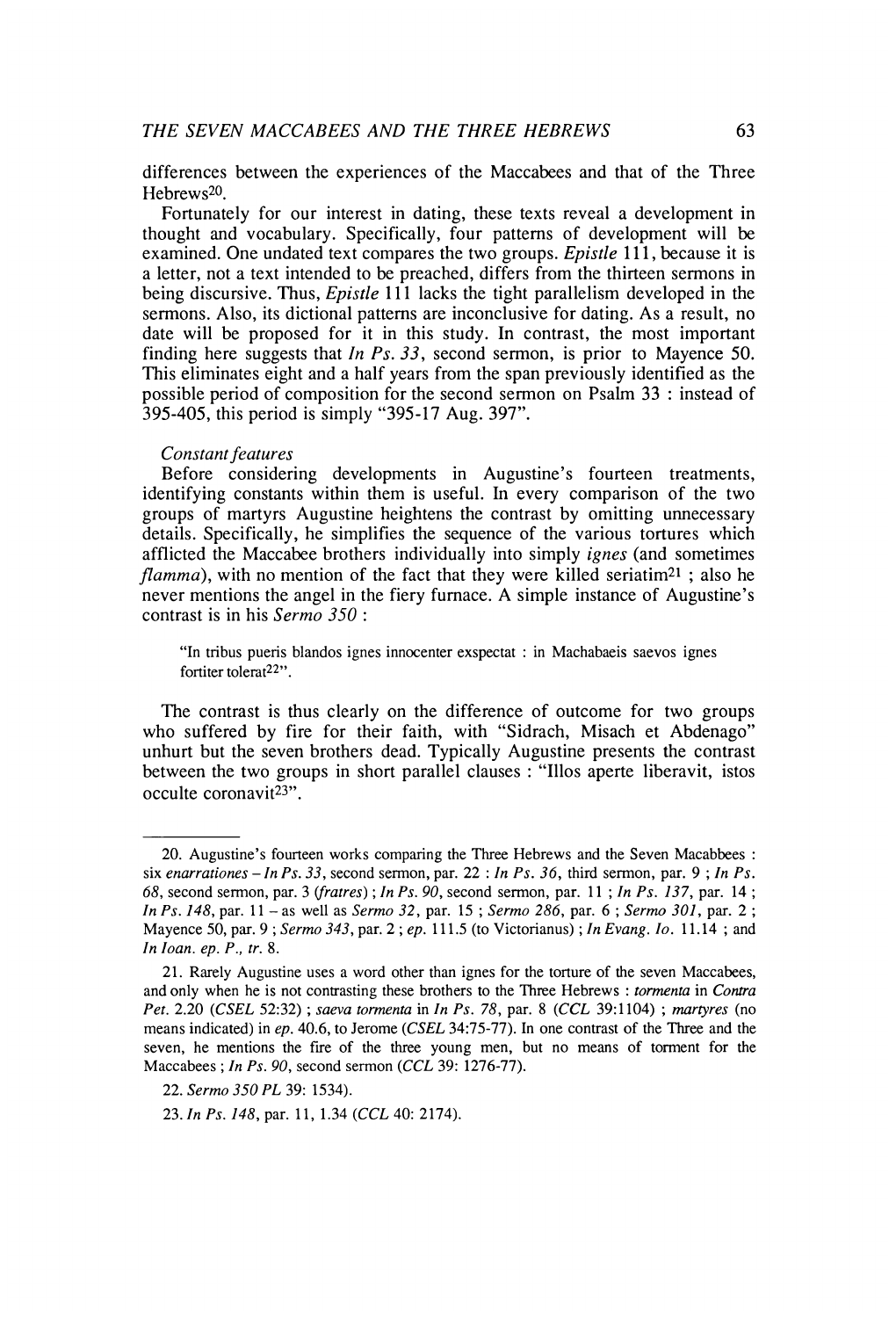differences between the experiences of the Maccabees and that of the Three Hebrews[20].

Fortunately for our interest in dating, these texts reveal a development in thought and vocabulary. Specifically, four patterns of development will be examined. One undated text compares the two groups. *Epistle* 111, because it is a letter, not a text intended to be preached, differs from the thirteen sermons in being discursive. Thus, *Epistle* 111 lacks the tight parallelism developed in the sermons. Also, its dictional patterns are inconclusive for dating. As a result, no date will be proposed for it in this study. In contrast, the most important finding here suggests that *In Ps. 33*, second sermon, is prior to Mayence 50. This eliminates eight and a half years from the span previously identified as the possible period of composition for the second sermon on Psalm 33 : instead of 395-405, this period is simply "395-17 Aug. 397".

*Constant features*

Before considering developments in Augustine's fourteen treatments, identifying constants within them is useful. In every comparison of the two groups of martyrs Augustine heightens the contrast by omitting unnecessary details. Specifically, he simplifies the sequence of the various tortures which afflicted the Maccabee brothers individually into simply *ignes* (and sometimes *flamma*), with no mention of the fact that they were killed seriatim[21] ; also he never mentions the angel in the fiery furnace. A simple instance of Augustine's contrast is in his *Sermo 350* :

> "In tribus pueris blandos ignes innocenter exspectat : in Machabaeis saevos ignes fortiter tolerat[22]".

The contrast is thus clearly on the difference of outcome for two groups who suffered by fire for their faith, with "Sidrach, Misach et Abdenago" unhurt but the seven brothers dead. Typically Augustine presents the contrast between the two groups in short parallel clauses : "Illos aperte liberavit, istos occulte coronavit[23]".

---

20. Augustine's fourteen works comparing the Three Hebrews and the Seven Macabbees : six *enarrationes* – *In Ps. 33*, second sermon, par. 22 : *In Ps. 36*, third sermon, par. 9 ; *In Ps. 68*, second sermon, par. 3 (*fratres*) ; *In Ps. 90*, second sermon, par. 11 ; *In Ps. 137*, par. 14 ; *In Ps. 148*, par. 11 – as well as *Sermo 32*, par. 15 ; *Sermo 286*, par. 6 ; *Sermo 301*, par. 2 ; Mayence 50, par. 9 ; *Sermo 343*, par. 2 ; *ep.* 111.5 (to Victorianus) ; *In Evang. Io.* 11.14 ; and *In Ioan. ep. P., tr.* 8.

21. Rarely Augustine uses a word other than ignes for the torture of the seven Maccabees, and only when he is not contrasting these brothers to the Three Hebrews : *tormenta* in *Contra Pet.* 2.20 (*CSEL* 52:32) ; *saeva tormenta* in *In Ps. 78*, par. 8 (*CCL* 39:1104) ; *martyres* (no means indicated) in *ep.* 40.6, to Jerome (*CSEL* 34:75-77). In one contrast of the Three and the seven, he mentions the fire of the three young men, but no means of torment for the Maccabees ; *In Ps. 90*, second sermon (*CCL* 39: 1276-77).

22. *Sermo 350 PL* 39: 1534).

23. *In Ps. 148*, par. 11, 1.34 (*CCL* 40: 2174).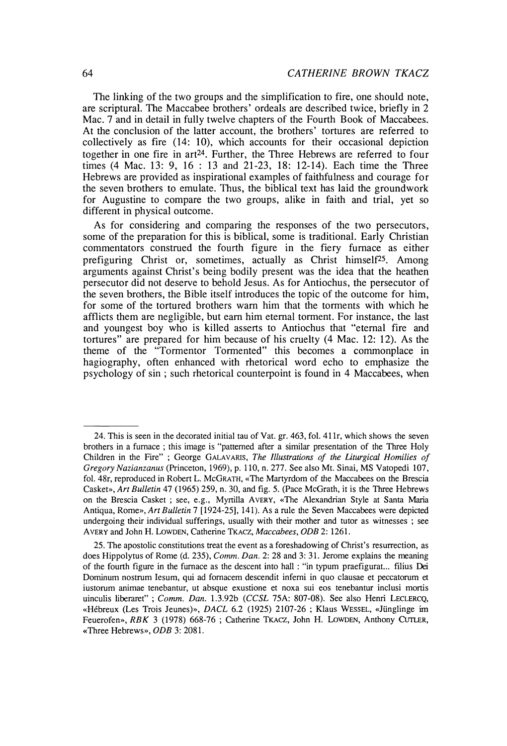The linking of the two groups and the simplification to fire, one should note, are scriptural. The Maccabee brothers' ordeals are described twice, briefly in 2 Mac. 7 and in detail in fully twelve chapters of the Fourth Book of Maccabees. At the conclusion of the latter account, the brothers' tortures are referred to collectively as fire (14: 10), which accounts for their occasional depiction together in one fire in art[24]. Further, the Three Hebrews are referred to four times (4 Mac. 13: 9, 16 : 13 and 21-23, 18: 12-14). Each time the Three Hebrews are provided as inspirational examples of faithfulness and courage for the seven brothers to emulate. Thus, the biblical text has laid the groundwork for Augustine to compare the two groups, alike in faith and trial, yet so different in physical outcome.

As for considering and comparing the responses of the two persecutors, some of the preparation for this is biblical, some is traditional. Early Christian commentators construed the fourth figure in the fiery furnace as either prefiguring Christ or, sometimes, actually as Christ himself[25]. Among arguments against Christ's being bodily present was the idea that the heathen persecutor did not deserve to behold Jesus. As for Antiochus, the persecutor of the seven brothers, the Bible itself introduces the topic of the outcome for him, for some of the tortured brothers warn him that the torments with which he afflicts them are negligible, but earn him eternal torment. For instance, the last and youngest boy who is killed asserts to Antiochus that "eternal fire and tortures" are prepared for him because of his cruelty (4 Mac. 12: 12). As the theme of the "Tormentor Tormented" this becomes a commonplace in hagiography, often enhanced with rhetorical word echo to emphasize the psychology of sin ; such rhetorical counterpoint is found in 4 Maccabees, when

---

24. This is seen in the decorated initial tau of Vat. gr. 463, fol. 411r, which shows the seven brothers in a furnace ; this image is "patterned after a similar presentation of the Three Holy Children in the Fire" ; George GALAVARIS, *The Illustrations of the Liturgical Homilies of Gregory Nazianzanus* (Princeton, 1969), p. 110, n. 277. See also Mt. Sinai, MS Vatopedi 107, fol. 48r, reproduced in Robert L. MCGRATH, «The Martyrdom of the Maccabees on the Brescia Casket», *Art Bulletin* 47 (1965) 259, n. 30, and fig. 5. (Pace McGrath, it is the Three Hebrews on the Brescia Casket ; see, e.g., Myrtilla AVERY, «The Alexandrian Style at Santa Maria Antiqua, Rome», *Art Bulletin* 7 [1924-25], 141). As a rule the Seven Maccabees were depicted undergoing their individual sufferings, usually with their mother and tutor as witnesses ; see AVERY and John H. LOWDEN, Catherine TKACZ, *Maccabees*, *ODB* 2: 1261.

25. The apostolic constitutions treat the event as a foreshadowing of Christ's resurrection, as does Hippolytus of Rome (d. 235), *Comm. Dan.* 2: 28 and 3: 31. Jerome explains the meaning of the fourth figure in the furnace as the descent into hall : "in typum praefigurat... filius Dei Dominum nostrum Iesum, qui ad fornacem descendit inferni in quo clausae et peccatorum et iustorum animae tenebantur, ut absque exustione et noxa sui eos tenebantur inclusi mortis uinculis liberaret" ; *Comm. Dan.* 1.3.92b (*CCSL* 75A: 807-08). See also Henri LECLERCQ, «Hébreux (Les Trois Jeunes)», *DACL* 6.2 (1925) 2107-26 ; Klaus WESSEL, «Jünglinge im Feuerofen», *RBK* 3 (1978) 668-76 ; Catherine TKACZ, John H. LOWDEN, Anthony CUTLER, «Three Hebrews», *ODB* 3: 2081.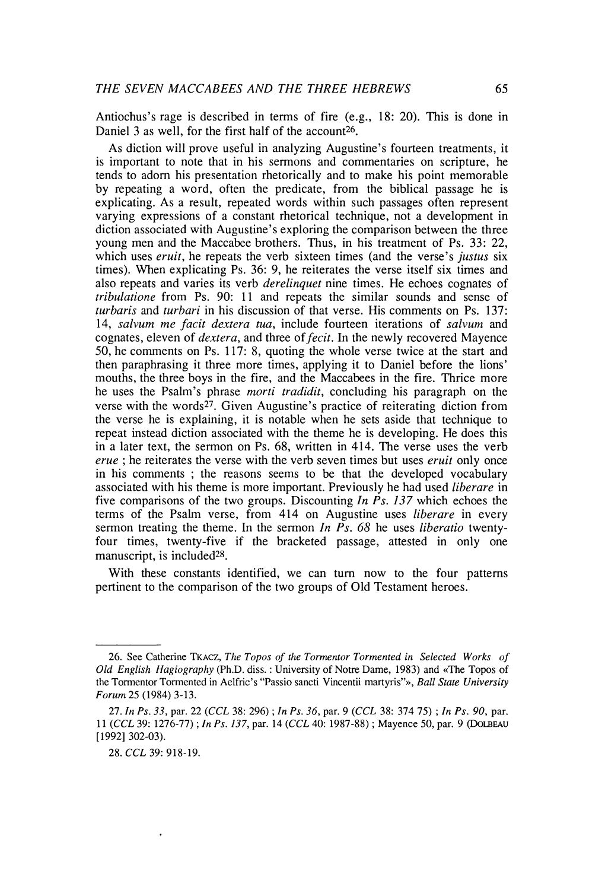Antiochus's rage is described in terms of fire (e.g., 18: 20). This is done in Daniel 3 as well, for the first half of the account[26].

As diction will prove useful in analyzing Augustine's fourteen treatments, it is important to note that in his sermons and commentaries on scripture, he tends to adorn his presentation rhetorically and to make his point memorable by repeating a word, often the predicate, from the biblical passage he is explicating. As a result, repeated words within such passages often represent varying expressions of a constant rhetorical technique, not a development in diction associated with Augustine's exploring the comparison between the three young men and the Maccabee brothers. Thus, in his treatment of Ps. 33: 22, which uses *eruit*, he repeats the verb sixteen times (and the verse's *justus* six times). When explicating Ps. 36: 9, he reiterates the verse itself six times and also repeats and varies its verb *derelinquet* nine times. He echoes cognates of *tribulatione* from Ps. 90: 11 and repeats the similar sounds and sense of *turbaris* and *turbari* in his discussion of that verse. His comments on Ps. 137: 14, *salvum me facit dextera tua*, include fourteen iterations of *salvum* and cognates, eleven of *dextera*, and three of *fecit*. In the newly recovered Mayence 50, he comments on Ps. 117: 8, quoting the whole verse twice at the start and then paraphrasing it three more times, applying it to Daniel before the lions' mouths, the three boys in the fire, and the Maccabees in the fire. Thrice more he uses the Psalm's phrase *morti tradidit*, concluding his paragraph on the verse with the words[27]. Given Augustine's practice of reiterating diction from the verse he is explaining, it is notable when he sets aside that technique to repeat instead diction associated with the theme he is developing. He does this in a later text, the sermon on Ps. 68, written in 414. The verse uses the verb *erue* ; he reiterates the verse with the verb seven times but uses *eruit* only once in his comments ; the reasons seems to be that the developed vocabulary associated with his theme is more important. Previously he had used *liberare* in five comparisons of the two groups. Discounting *In Ps. 137* which echoes the terms of the Psalm verse, from 414 on Augustine uses *liberare* in every sermon treating the theme. In the sermon *In Ps. 68* he uses *liberatio* twenty-four times, twenty-five if the bracketed passage, attested in only one manuscript, is included[28].

With these constants identified, we can turn now to the four patterns pertinent to the comparison of the two groups of Old Testament heroes.

---

26. See Catherine TKACZ, *The Topos of the Tormentor Tormented in Selected Works of Old English Hagiography* (Ph.D. diss. : University of Notre Dame, 1983) and «The Topos of the Tormentor Tormented in Aelfric's "Passio sancti Vincentii martyris"», *Ball State University Forum* 25 (1984) 3-13.

27. *In Ps. 33*, par. 22 (*CCL* 38: 296) ; *In Ps. 36*, par. 9 (*CCL* 38: 374 75) ; *In Ps. 90*, par. 11 (*CCL* 39: 1276-77) ; *In Ps. 137*, par. 14 (*CCL* 40: 1987-88) ; Mayence 50, par. 9 (DOLBEAU [1992] 302-03).

28. *CCL* 39: 918-19.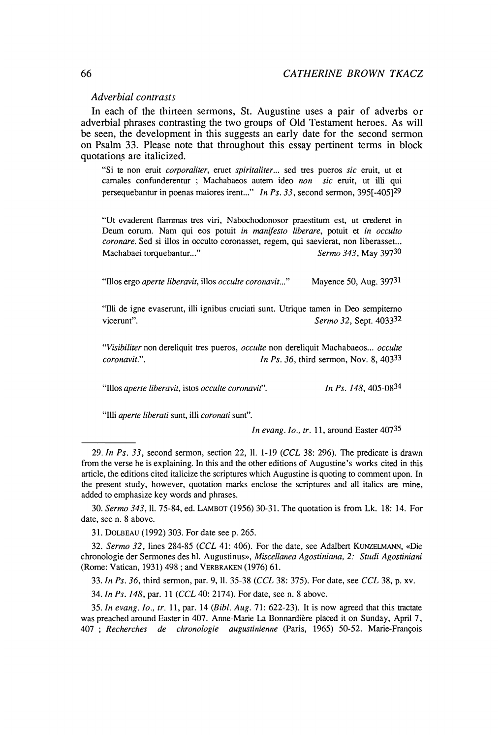*Adverbial contrasts*

In each of the thirteen sermons, St. Augustine uses a pair of adverbs or adverbial phrases contrasting the two groups of Old Testament heroes. As will be seen, the development in this suggests an early date for the second sermon on Psalm 33. Please note that throughout this essay pertinent terms in block quotations are italicized.

> "Si te non eruit *corporaliter*, eruet *spiritaliter*... sed tres pueros *sic* eruit, ut et carnales confunderentur ; Machabaeos autem ideo *non sic* eruit, ut illi qui persequebantur in poenas maiores irent..." *In Ps. 33*, second sermon, 395[-405][29]

> "Ut evaderent flammas tres viri, Nabochodonosor praestitum est, ut crederet in Deum eorum. Nam qui eos potuit *in manifesto liberare*, potuit et *in occulto coronare*. Sed si illos in occulto coronasset, regem, qui saevierat, non liberasset... Machabaei torquebantur..." *Sermo 343*, May 397[30]

> "Illos ergo *aperte liberavit*, illos *occulte coronavit*..." Mayence 50, Aug. 397[31]

> "Illi de igne evaserunt, illi ignibus cruciati sunt. Utrique tamen in Deo sempiterno vicerunt". *Sermo 32*, Sept. 4033[32]

> "*Visibiliter* non dereliquit tres pueros, *occulte* non dereliquit Machabaeos... *occulte coronavit*.". *In Ps. 36*, third sermon, Nov. 8, 403[33]

> "Illos *aperte liberavit*, istos *occulte coronavit*". *In Ps. 148*, 405-08[34]

> "Illi *aperte liberati* sunt, illi *coronati* sunt". *In evang. Io., tr.* 11, around Easter 407[35]

---

29. *In Ps. 33*, second sermon, section 22, ll. 1-19 (*CCL* 38: 296). The predicate is drawn from the verse he is explaining. In this and the other editions of Augustine's works cited in this article, the editions cited italicize the scriptures which Augustine is quoting to comment upon. In the present study, however, quotation marks enclose the scriptures and all italics are mine, added to emphasize key words and phrases.

30. *Sermo 343*, ll. 75-84, ed. LAMBOT (1956) 30-31. The quotation is from Lk. 18: 14. For date, see n. 8 above.

31. DOLBEAU (1992) 303. For date see p. 265.

32. *Sermo 32*, lines 284-85 (*CCL* 41: 406). For the date, see Adalbert KUNZELMANN, «Die chronologie der Sermones des hl. Augustinus», *Miscellanea Agostiniana, 2: Studi Agostiniani* (Rome: Vatican, 1931) 498 ; and VERBRAKEN (1976) 61.

33. *In Ps. 36*, third sermon, par. 9, ll. 35-38 (*CCL* 38: 375). For date, see *CCL* 38, p. xv.

34. *In Ps. 148*, par. 11 (*CCL* 40: 2174). For date, see n. 8 above.

35. *In evang. Io., tr.* 11, par. 14 (*Bibl. Aug.* 71: 622-23). It is now agreed that this tractate was preached around Easter in 407. Anne-Marie La Bonnardière placed it on Sunday, April 7, 407 ; *Recherches de chronologie augustinienne* (Paris, 1965) 50-52. Marie-François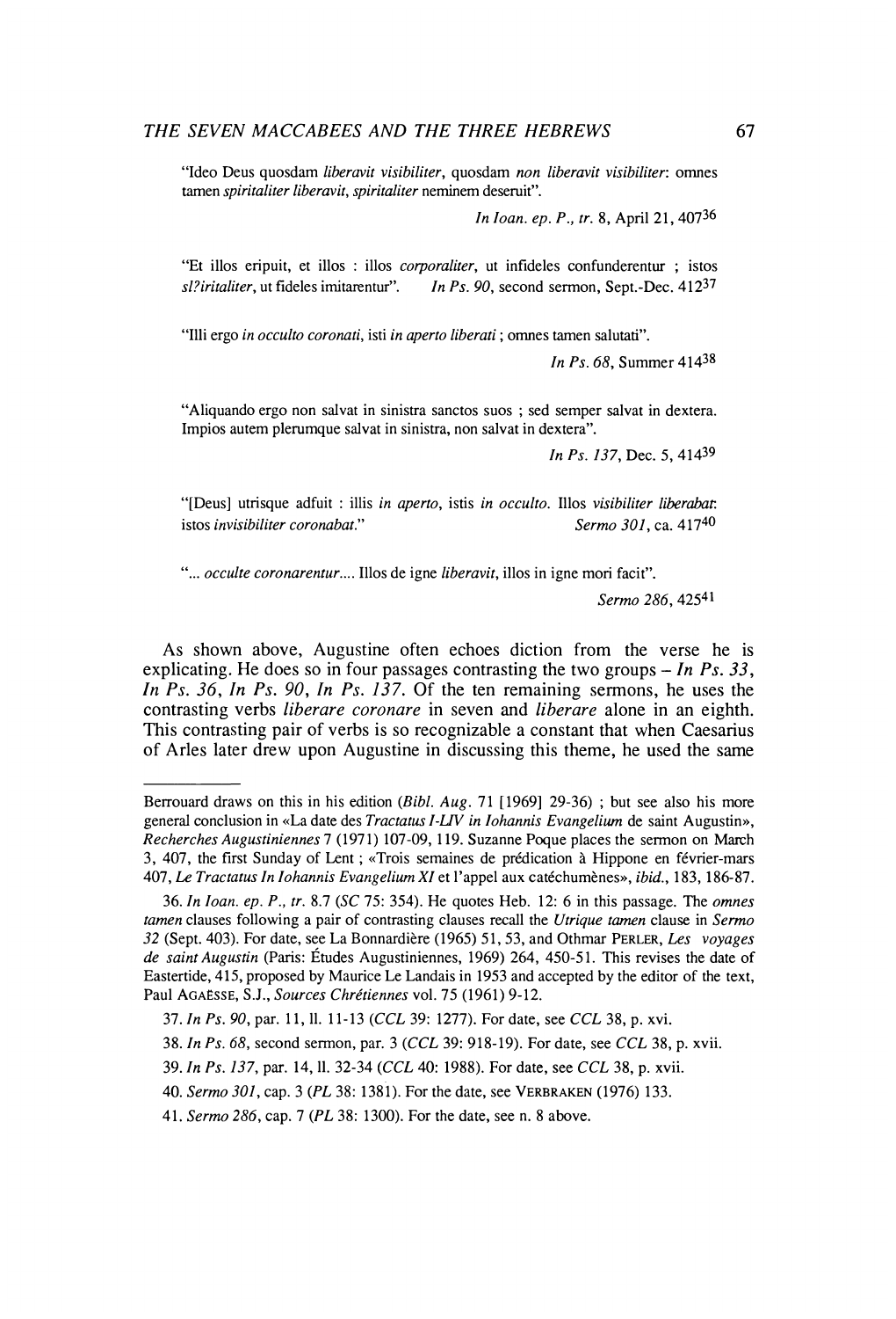"Ideo Deus quosdam *liberavit visibiliter*, quosdam *non liberavit visibiliter*: omnes tamen *spiritaliter liberavit, spiritaliter* neminem deseruit".

*In Ioan. ep. P., tr.* 8, April 21, 407[36]

"Et illos eripuit, et illos : illos *corporaliter*, ut infideles confunderentur ; istos *sl?iritaliter*, ut fideles imitarentur". *In Ps. 90*, second sermon, Sept.-Dec. 412[37]

"Illi ergo *in occulto coronati*, isti *in aperto liberati* ; omnes tamen salutati".

*In Ps. 68*, Summer 414[38]

"Aliquando ergo non salvat in sinistra sanctos suos ; sed semper salvat in dextera. Impios autem plerumque salvat in sinistra, non salvat in dextera".

*In Ps. 137*, Dec. 5, 414[39]

"[Deus] utrisque adfuit : illis *in aperto*, istis *in occulto*. Illos *visibiliter liberabat*: istos *invisibiliter coronabat.*" *Sermo 301*, ca. 417[40]

"... *occulte coronarentur*.... Illos de igne *liberavit*, illos in igne mori facit".

*Sermo 286*, 425[41]

As shown above, Augustine often echoes diction from the verse he is explicating. He does so in four passages contrasting the two groups – *In Ps. 33*, *In Ps. 36*, *In Ps. 90*, *In Ps. 137*. Of the ten remaining sermons, he uses the contrasting verbs *liberare coronare* in seven and *liberare* alone in an eighth. This contrasting pair of verbs is so recognizable a constant that when Caesarius of Arles later drew upon Augustine in discussing this theme, he used the same

---

Berrouard draws on this in his edition (*Bibl. Aug.* 71 [1969] 29-36) ; but see also his more general conclusion in «La date des *Tractatus I-LIV in Iohannis Evangelium* de saint Augustin», *Recherches Augustiniennes* 7 (1971) 107-09, 119. Suzanne Poque places the sermon on March 3, 407, the first Sunday of Lent ; «Trois semaines de prédication à Hippone en février-mars 407, *Le Tractatus In Iohannis Evangelium XI* et l'appel aux catéchumènes», *ibid.*, 183, 186-87.

36. *In Ioan. ep. P., tr.* 8.7 (*SC* 75: 354). He quotes Heb. 12: 6 in this passage. The *omnes tamen* clauses following a pair of contrasting clauses recall the *Utrique tamen* clause in *Sermo 32* (Sept. 403). For date, see La Bonnardière (1965) 51, 53, and Othmar PERLER, *Les voyages de saint Augustin* (Paris: Études Augustiniennes, 1969) 264, 450-51. This revises the date of Eastertide, 415, proposed by Maurice Le Landais in 1953 and accepted by the editor of the text, Paul AGAËSSE, S.J., *Sources Chrétiennes* vol. 75 (1961) 9-12.

37. *In Ps. 90*, par. 11, ll. 11-13 (*CCL* 39: 1277). For date, see *CCL* 38, p. xvi.

38. *In Ps. 68*, second sermon, par. 3 (*CCL* 39: 918-19). For date, see *CCL* 38, p. xvii.

39. *In Ps. 137*, par. 14, ll. 32-34 (*CCL* 40: 1988). For date, see *CCL* 38, p. xvii.

40. *Sermo 301*, cap. 3 (*PL* 38: 1381). For the date, see VERBRAKEN (1976) 133.

41. *Sermo 286*, cap. 7 (*PL* 38: 1300). For the date, see n. 8 above.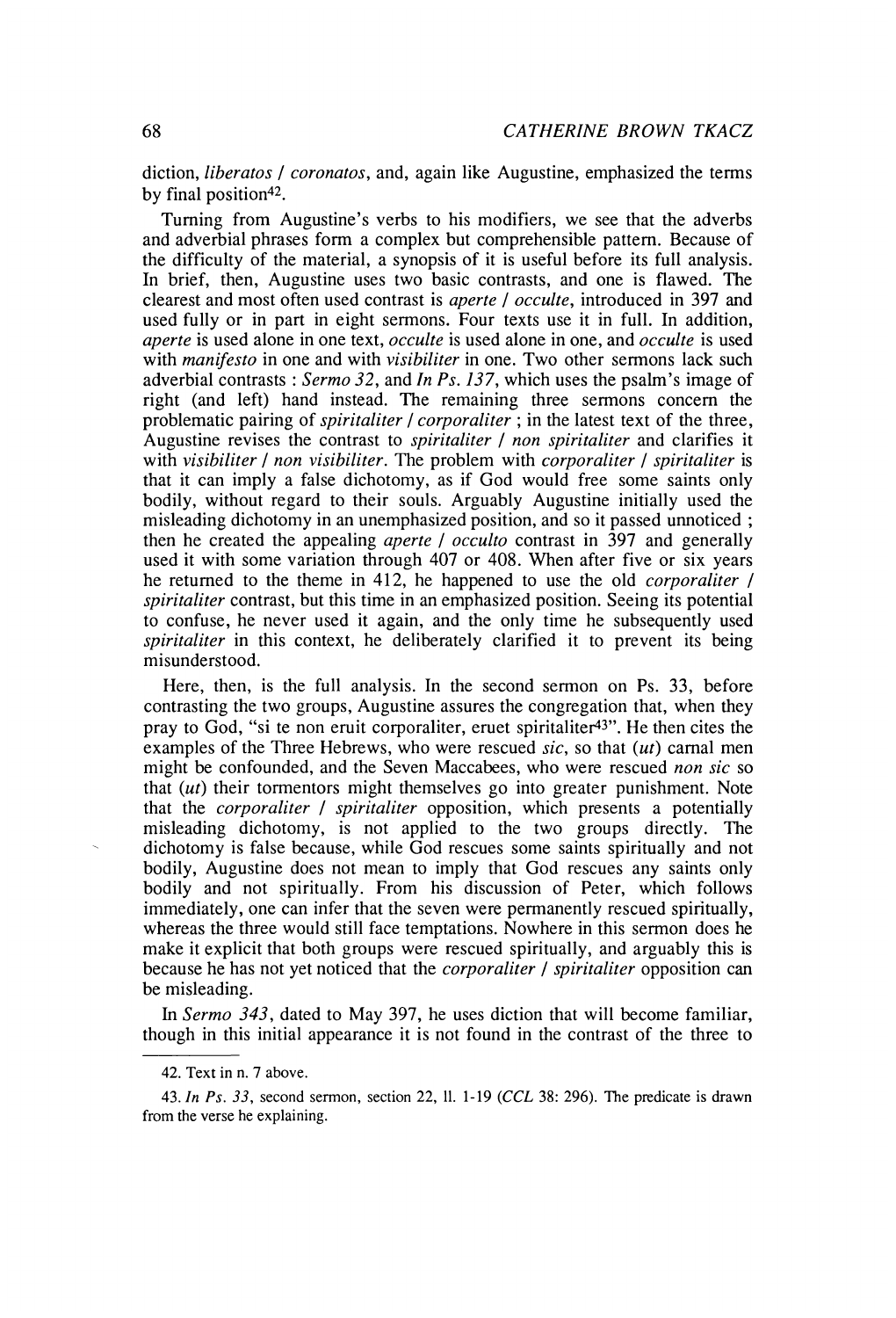diction, *liberatos / coronatos*, and, again like Augustine, emphasized the terms by final position[42].

Turning from Augustine's verbs to his modifiers, we see that the adverbs and adverbial phrases form a complex but comprehensible pattern. Because of the difficulty of the material, a synopsis of it is useful before its full analysis. In brief, then, Augustine uses two basic contrasts, and one is flawed. The clearest and most often used contrast is *aperte / occulte*, introduced in 397 and used fully or in part in eight sermons. Four texts use it in full. In addition, *aperte* is used alone in one text, *occulte* is used alone in one, and *occulte* is used with *manifesto* in one and with *visibiliter* in one. Two other sermons lack such adverbial contrasts : *Sermo 32*, and *In Ps. 137*, which uses the psalm's image of right (and left) hand instead. The remaining three sermons concern the problematic pairing of *spiritaliter / corporaliter* ; in the latest text of the three, Augustine revises the contrast to *spiritaliter / non spiritaliter* and clarifies it with *visibiliter / non visibiliter*. The problem with *corporaliter / spiritaliter* is that it can imply a false dichotomy, as if God would free some saints only bodily, without regard to their souls. Arguably Augustine initially used the misleading dichotomy in an unemphasized position, and so it passed unnoticed ; then he created the appealing *aperte / occulto* contrast in 397 and generally used it with some variation through 407 or 408. When after five or six years he returned to the theme in 412, he happened to use the old *corporaliter / spiritaliter* contrast, but this time in an emphasized position. Seeing its potential to confuse, he never used it again, and the only time he subsequently used *spiritaliter* in this context, he deliberately clarified it to prevent its being misunderstood.

Here, then, is the full analysis. In the second sermon on Ps. 33, before contrasting the two groups, Augustine assures the congregation that, when they pray to God, "si te non eruit corporaliter, eruet spiritaliter[43]". He then cites the examples of the Three Hebrews, who were rescued *sic*, so that (*ut*) carnal men might be confounded, and the Seven Maccabees, who were rescued *non sic* so that (*ut*) their tormentors might themselves go into greater punishment. Note that the *corporaliter / spiritaliter* opposition, which presents a potentially misleading dichotomy, is not applied to the two groups directly. The dichotomy is false because, while God rescues some saints spiritually and not bodily, Augustine does not mean to imply that God rescues any saints only bodily and not spiritually. From his discussion of Peter, which follows immediately, one can infer that the seven were permanently rescued spiritually, whereas the three would still face temptations. Nowhere in this sermon does he make it explicit that both groups were rescued spiritually, and arguably this is because he has not yet noticed that the *corporaliter / spiritaliter* opposition can be misleading.

In *Sermo 343*, dated to May 397, he uses diction that will become familiar, though in this initial appearance it is not found in the contrast of the three to

---

42. Text in n. 7 above.

43. *In Ps. 33*, second sermon, section 22, ll. 1-19 (*CCL* 38: 296). The predicate is drawn from the verse he explaining.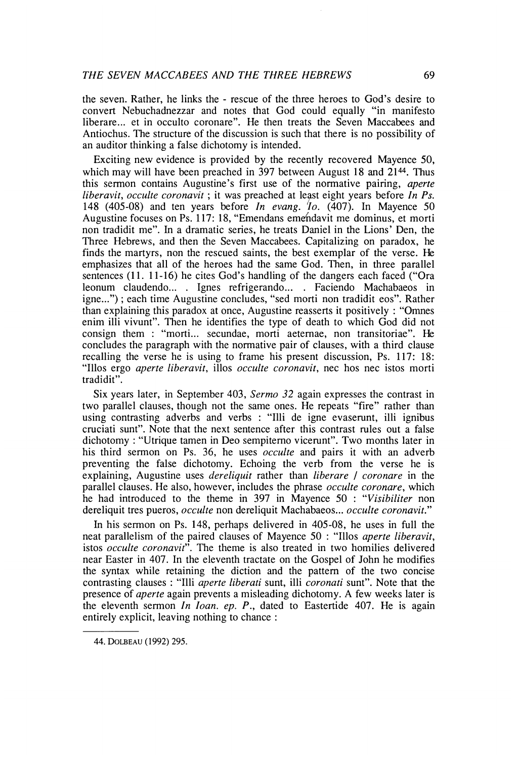the seven. Rather, he links the - rescue of the three heroes to God's desire to convert Nebuchadnezzar and notes that God could equally "in manifesto liberare... et in occulto coronare". He then treats the Seven Maccabees and Antiochus. The structure of the discussion is such that there is no possibility of an auditor thinking a false dichotomy is intended.

Exciting new evidence is provided by the recently recovered Mayence 50, which may will have been preached in 397 between August 18 and 21[44]. Thus this sermon contains Augustine's first use of the normative pairing, *aperte liberavit, occulte coronavit* ; it was preached at least eight years before *In Ps.* 148 (405-08) and ten years before *In evang. Io.* (407). In Mayence 50 Augustine focuses on Ps. 117: 18, "Emendans emendavit me dominus, et morti non tradidit me". In a dramatic series, he treats Daniel in the Lions' Den, the Three Hebrews, and then the Seven Maccabees. Capitalizing on paradox, he finds the martyrs, non the rescued saints, the best exemplar of the verse. He emphasizes that all of the heroes had the same God. Then, in three parallel sentences (ll. 11-16) he cites God's handling of the dangers each faced ("Ora leonum claudendo... . Ignes refrigerando... . Faciendo Machabaeos in igne...") ; each time Augustine concludes, "sed morti non tradidit eos". Rather than explaining this paradox at once, Augustine reasserts it positively : "Omnes enim illi vivunt". Then he identifies the type of death to which God did not consign them : "morti... secundae, morti aeternae, non transitoriae". He concludes the paragraph with the normative pair of clauses, with a third clause recalling the verse he is using to frame his present discussion, Ps. 117: 18: "Illos ergo *aperte liberavit*, illos *occulte coronavit*, nec hos nec istos morti tradidit".

Six years later, in September 403, *Sermo 32* again expresses the contrast in two parallel clauses, though not the same ones. He repeats "fire" rather than using contrasting adverbs and verbs : "Illi de igne evaserunt, illi ignibus cruciati sunt". Note that the next sentence after this contrast rules out a false dichotomy : "Utrique tamen in Deo sempiterno vicerunt". Two months later in his third sermon on Ps. 36, he uses *occulte* and pairs it with an adverb preventing the false dichotomy. Echoing the verb from the verse he is explaining, Augustine uses *dereliquit* rather than *liberare / coronare* in the parallel clauses. He also, however, includes the phrase *occulte coronare*, which he had introduced to the theme in 397 in Mayence 50 : "*Visibiliter* non dereliquit tres pueros, *occulte* non dereliquit Machabaeos... *occulte coronavit.*"

In his sermon on Ps. 148, perhaps delivered in 405-08, he uses in full the neat parallelism of the paired clauses of Mayence 50 : "Illos *aperte liberavit*, istos *occulte coronavit*". The theme is also treated in two homilies delivered near Easter in 407. In the eleventh tractate on the Gospel of John he modifies the syntax while retaining the diction and the pattern of the two concise contrasting clauses : "Illi *aperte liberati* sunt, illi *coronati* sunt". Note that the presence of *aperte* again prevents a misleading dichotomy. A few weeks later is the eleventh sermon *In Ioan. ep. P.*, dated to Eastertide 407. He is again entirely explicit, leaving nothing to chance :

---

44. DOLBEAU (1992) 295.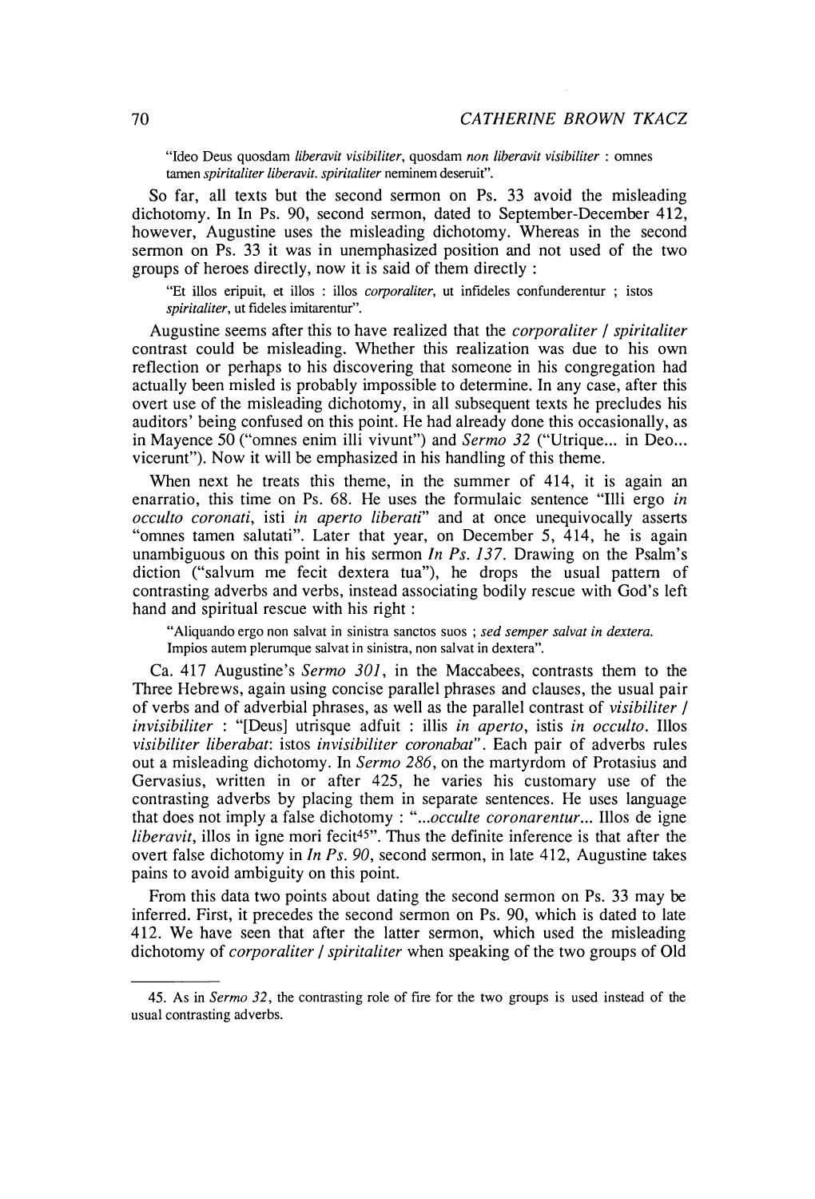"Ideo Deus quosdam *liberavit visibiliter*, quosdam *non liberavit visibiliter* : omnes tamen *spiritaliter liberavit. spiritaliter* neminem deseruit".

So far, all texts but the second sermon on Ps. 33 avoid the misleading dichotomy. In In Ps. 90, second sermon, dated to September-December 412, however, Augustine uses the misleading dichotomy. Whereas in the second sermon on Ps. 33 it was in unemphasized position and not used of the two groups of heroes directly, now it is said of them directly :

"Et illos eripuit, et illos : illos *corporaliter*, ut infideles confunderentur ; istos *spiritaliter*, ut fideles imitarentur".

Augustine seems after this to have realized that the *corporaliter / spiritaliter* contrast could be misleading. Whether this realization was due to his own reflection or perhaps to his discovering that someone in his congregation had actually been misled is probably impossible to determine. In any case, after this overt use of the misleading dichotomy, in all subsequent texts he precludes his auditors' being confused on this point. He had already done this occasionally, as in Mayence 50 ("omnes enim illi vivunt") and *Sermo 32* ("Utrique... in Deo... vicerunt"). Now it will be emphasized in his handling of this theme.

When next he treats this theme, in the summer of 414, it is again an enarratio, this time on Ps. 68. He uses the formulaic sentence "Illi ergo *in occulto coronati*, isti *in aperto liberati*" and at once unequivocally asserts "omnes tamen salutati". Later that year, on December 5, 414, he is again unambiguous on this point in his sermon *In Ps. 137*. Drawing on the Psalm's diction ("salvum me fecit dextera tua"), he drops the usual pattern of contrasting adverbs and verbs, instead associating bodily rescue with God's left hand and spiritual rescue with his right :

"Aliquando ergo non salvat in sinistra sanctos suos ; *sed semper salvat in dextera.* Impios autem plerumque salvat in sinistra, non salvat in dextera".

Ca. 417 Augustine's *Sermo 301*, in the Maccabees, contrasts them to the Three Hebrews, again using concise parallel phrases and clauses, the usual pair of verbs and of adverbial phrases, as well as the parallel contrast of *visibiliter / invisibiliter* : "[Deus] utrisque adfuit : illis *in aperto*, istis *in occulto*. Illos *visibiliter liberabat*: istos *invisibiliter coronabat*". Each pair of adverbs rules out a misleading dichotomy. In *Sermo 286*, on the martyrdom of Protasius and Gervasius, written in or after 425, he varies his customary use of the contrasting adverbs by placing them in separate sentences. He uses language that does not imply a false dichotomy : "*...occulte coronarentur*... Illos de igne *liberavit*, illos in igne mori fecit[45]". Thus the definite inference is that after the overt false dichotomy in *In Ps. 90*, second sermon, in late 412, Augustine takes pains to avoid ambiguity on this point.

From this data two points about dating the second sermon on Ps. 33 may be inferred. First, it precedes the second sermon on Ps. 90, which is dated to late 412. We have seen that after the latter sermon, which used the misleading dichotomy of *corporaliter / spiritaliter* when speaking of the two groups of Old

45. As in *Sermo 32*, the contrasting role of fire for the two groups is used instead of the usual contrasting adverbs.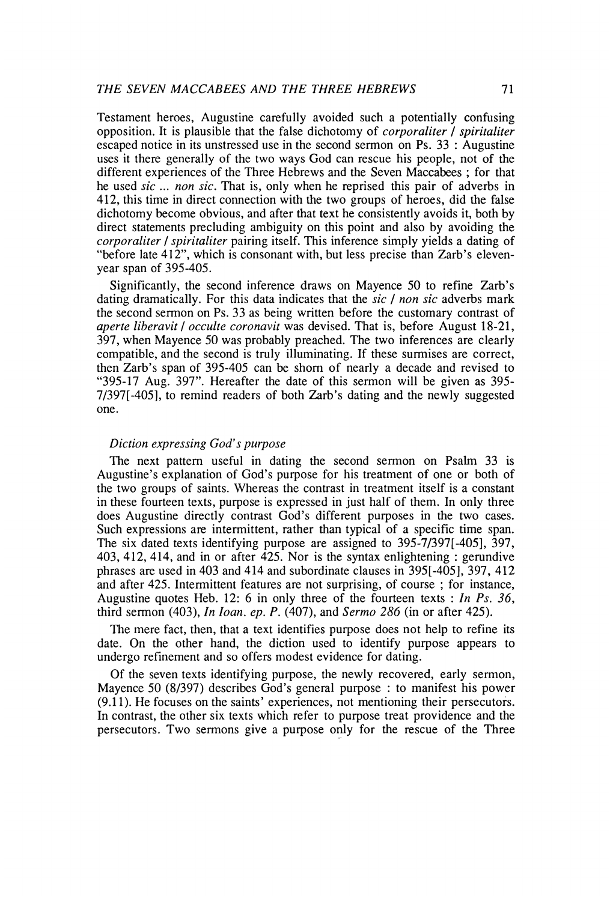Testament heroes, Augustine carefully avoided such a potentially confusing opposition. It is plausible that the false dichotomy of *corporaliter / spiritaliter* escaped notice in its unstressed use in the second sermon on Ps. 33 : Augustine uses it there generally of the two ways God can rescue his people, not of the different experiences of the Three Hebrews and the Seven Maccabees ; for that he used *sic ... non sic*. That is, only when he reprised this pair of adverbs in 412, this time in direct connection with the two groups of heroes, did the false dichotomy become obvious, and after that text he consistently avoids it, both by direct statements precluding ambiguity on this point and also by avoiding the *corporaliter / spiritaliter* pairing itself. This inference simply yields a dating of "before late 412", which is consonant with, but less precise than Zarb's eleven-year span of 395-405.

Significantly, the second inference draws on Mayence 50 to refine Zarb's dating dramatically. For this data indicates that the *sic / non sic* adverbs mark the second sermon on Ps. 33 as being written before the customary contrast of *aperte liberavit / occulte coronavit* was devised. That is, before August 18-21, 397, when Mayence 50 was probably preached. The two inferences are clearly compatible, and the second is truly illuminating. If these surmises are correct, then Zarb's span of 395-405 can be shorn of nearly a decade and revised to "395-17 Aug. 397". Hereafter the date of this sermon will be given as 395-7/397[-405], to remind readers of both Zarb's dating and the newly suggested one.

### *Diction expressing God's purpose*

The next pattern useful in dating the second sermon on Psalm 33 is Augustine's explanation of God's purpose for his treatment of one or both of the two groups of saints. Whereas the contrast in treatment itself is a constant in these fourteen texts, purpose is expressed in just half of them. In only three does Augustine directly contrast God's different purposes in the two cases. Such expressions are intermittent, rather than typical of a specific time span. The six dated texts identifying purpose are assigned to 395-7/397[-405], 397, 403, 412, 414, and in or after 425. Nor is the syntax enlightening : gerundive phrases are used in 403 and 414 and subordinate clauses in 395[-405], 397, 412 and after 425. Intermittent features are not surprising, of course ; for instance, Augustine quotes Heb. 12: 6 in only three of the fourteen texts : *In Ps. 36*, third sermon (403), *In Ioan. ep. P.* (407), and *Sermo 286* (in or after 425).

The mere fact, then, that a text identifies purpose does not help to refine its date. On the other hand, the diction used to identify purpose appears to undergo refinement and so offers modest evidence for dating.

Of the seven texts identifying purpose, the newly recovered, early sermon, Mayence 50 (8/397) describes God's general purpose : to manifest his power (9.11). He focuses on the saints' experiences, not mentioning their persecutors. In contrast, the other six texts which refer to purpose treat providence and the persecutors. Two sermons give a purpose only for the rescue of the Three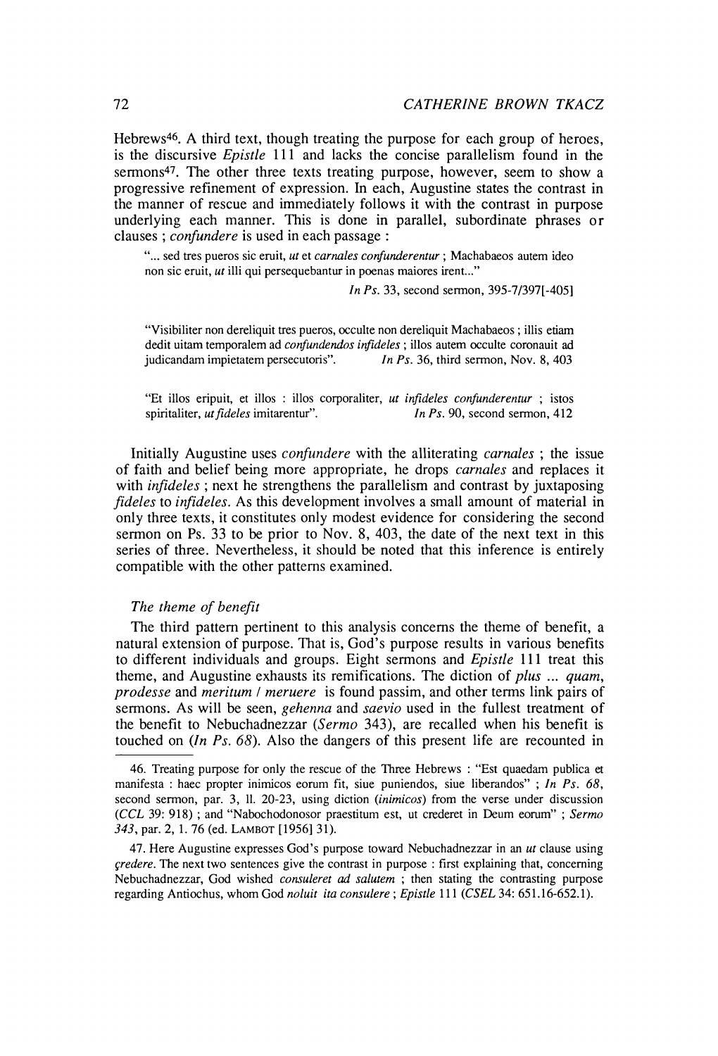Hebrews[46]. A third text, though treating the purpose for each group of heroes, is the discursive *Epistle* 111 and lacks the concise parallelism found in the sermons[47]. The other three texts treating purpose, however, seem to show a progressive refinement of expression. In each, Augustine states the contrast in the manner of rescue and immediately follows it with the contrast in purpose underlying each manner. This is done in parallel, subordinate phrases or clauses ; *confundere* is used in each passage :

> "... sed tres pueros sic eruit, *ut* et *carnales confunderentur* ; Machabaeos autem ideo non sic eruit, *ut* illi qui persequebantur in poenas maiores irent..."
>
> *In Ps.* 33, second sermon, 395-7/397[-405]

> "Visibiliter non dereliquit tres pueros, occulte non dereliquit Machabaeos ; illis etiam dedit uitam temporalem ad *confundendos infideles* ; illos autem occulte coronauit ad judicandam impietatem persecutoris". *In Ps.* 36, third sermon, Nov. 8, 403

> "Et illos eripuit, et illos : illos corporaliter, *ut infideles confunderentur* ; istos spiritaliter, *ut fideles* imitarentur". *In Ps.* 90, second sermon, 412

Initially Augustine uses *confundere* with the alliterating *carnales* ; the issue of faith and belief being more appropriate, he drops *carnales* and replaces it with *infideles* ; next he strengthens the parallelism and contrast by juxtaposing *fideles* to *infideles*. As this development involves a small amount of material in only three texts, it constitutes only modest evidence for considering the second sermon on Ps. 33 to be prior to Nov. 8, 403, the date of the next text in this series of three. Nevertheless, it should be noted that this inference is entirely compatible with the other patterns examined.

### *The theme of benefit*

The third pattern pertinent to this analysis concerns the theme of benefit, a natural extension of purpose. That is, God's purpose results in various benefits to different individuals and groups. Eight sermons and *Epistle* 111 treat this theme, and Augustine exhausts its remifications. The diction of *plus ... quam*, *prodesse* and *meritum / meruere* is found passim, and other terms link pairs of sermons. As will be seen, *gehenna* and *saevio* used in the fullest treatment of the benefit to Nebuchadnezzar (*Sermo* 343), are recalled when his benefit is touched on (*In Ps. 68*). Also the dangers of this present life are recounted in

---

46. Treating purpose for only the rescue of the Three Hebrews : "Est quaedam publica et manifesta : haec propter inimicos eorum fit, siue puniendos, siue liberandos" ; *In Ps. 68*, second sermon, par. 3, ll. 20-23, using diction (*inimicos*) from the verse under discussion (*CCL* 39: 918) ; and "Nabochodonosor praestitum est, ut crederet in Deum eorum" ; *Sermo 343*, par. 2, l. 76 (ed. LAMBOT [1956] 31).

47. Here Augustine expresses God's purpose toward Nebuchadnezzar in an *ut* clause using *çredere*. The next two sentences give the contrast in purpose : first explaining that, concerning Nebuchadnezzar, God wished *consuleret ad salutem* ; then stating the contrasting purpose regarding Antiochus, whom God *noluit ita consulere* ; *Epistle* 111 (*CSEL* 34: 651.16-652.1).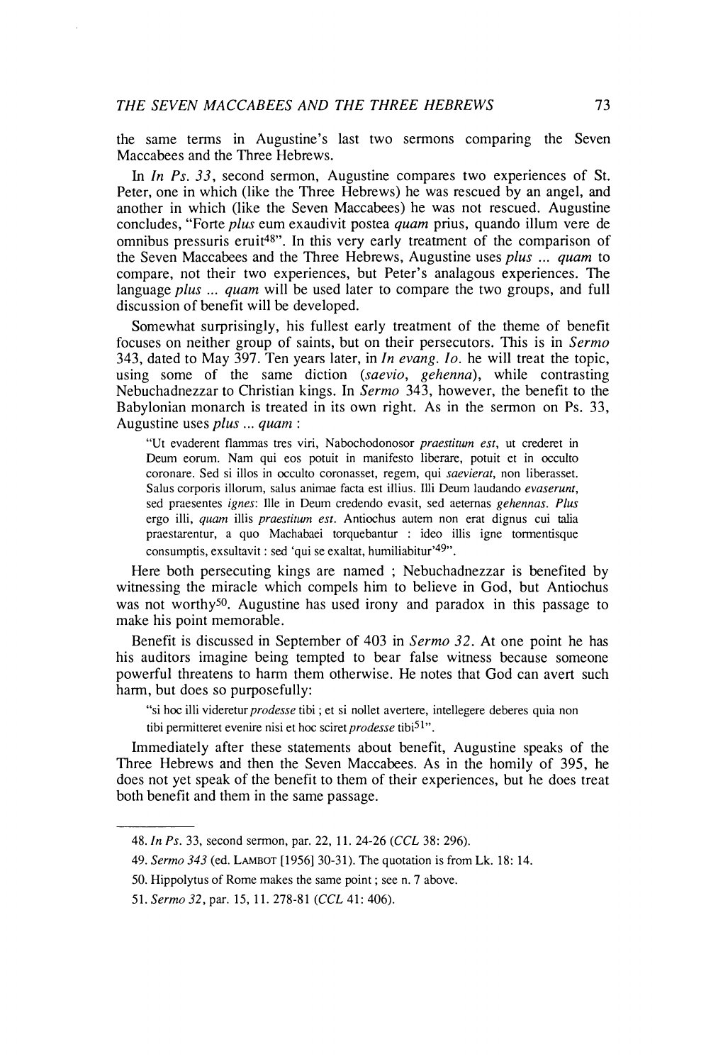the same terms in Augustine's last two sermons comparing the Seven Maccabees and the Three Hebrews.

In *In Ps. 33*, second sermon, Augustine compares two experiences of St. Peter, one in which (like the Three Hebrews) he was rescued by an angel, and another in which (like the Seven Maccabees) he was not rescued. Augustine concludes, "Forte *plus* eum exaudivit postea *quam* prius, quando illum vere de omnibus pressuris eruit[48]". In this very early treatment of the comparison of the Seven Maccabees and the Three Hebrews, Augustine uses *plus ... quam* to compare, not their two experiences, but Peter's analagous experiences. The language *plus ... quam* will be used later to compare the two groups, and full discussion of benefit will be developed.

Somewhat surprisingly, his fullest early treatment of the theme of benefit focuses on neither group of saints, but on their persecutors. This is in *Sermo* 343, dated to May 397. Ten years later, in *In evang. Io.* he will treat the topic, using some of the same diction (*saevio*, *gehenna*), while contrasting Nebuchadnezzar to Christian kings. In *Sermo* 343, however, the benefit to the Babylonian monarch is treated in its own right. As in the sermon on Ps. 33, Augustine uses *plus ... quam* :

> "Ut evaderent flammas tres viri, Nabochodonosor *praestitum est*, ut crederet in Deum eorum. Nam qui eos potuit in manifesto liberare, potuit et in occulto coronare. Sed si illos in occulto coronasset, regem, qui *saevierat*, non liberasset. Salus corporis illorum, salus animae facta est illius. Illi Deum laudando *evaserunt*, sed praesentes *ignes*: Ille in Deum credendo evasit, sed aeternas *gehennas*. *Plus* ergo illi, *quam* illis *praestitum est*. Antiochus autem non erat dignus cui talia praestarentur, a quo Machabaei torquebantur : ideo illis igne tormentisque consumptis, exsultavit : sed 'qui se exaltat, humiliabitur'[49]".

Here both persecuting kings are named ; Nebuchadnezzar is benefited by witnessing the miracle which compels him to believe in God, but Antiochus was not worthy[50]. Augustine has used irony and paradox in this passage to make his point memorable.

Benefit is discussed in September of 403 in *Sermo 32*. At one point he has his auditors imagine being tempted to bear false witness because someone powerful threatens to harm them otherwise. He notes that God can avert such harm, but does so purposefully:

> "si hoc illi videretur *prodesse* tibi ; et si nollet avertere, intellegere deberes quia non tibi permitteret evenire nisi et hoc sciret *prodesse* tibi[51]".

Immediately after these statements about benefit, Augustine speaks of the Three Hebrews and then the Seven Maccabees. As in the homily of 395, he does not yet speak of the benefit to them of their experiences, but he does treat both benefit and them in the same passage.

---

48. *In Ps.* 33, second sermon, par. 22, ll. 24-26 (*CCL* 38: 296).

49. *Sermo 343* (ed. LAMBOT [1956] 30-31). The quotation is from Lk. 18: 14.

50. Hippolytus of Rome makes the same point ; see n. 7 above.

51. *Sermo 32*, par. 15, ll. 278-81 (*CCL* 41: 406).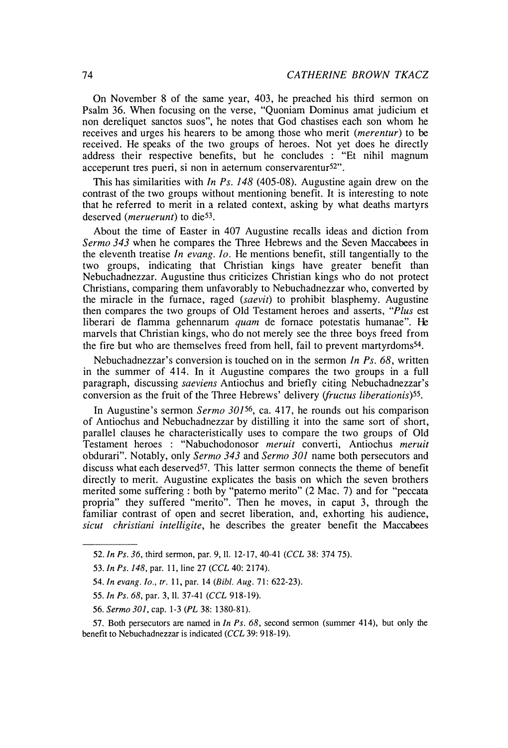On November 8 of the same year, 403, he preached his third sermon on Psalm 36. When focusing on the verse, "Quoniam Dominus amat judicium et non dereliquet sanctos suos", he notes that God chastises each son whom he receives and urges his hearers to be among those who merit (*merentur*) to be received. He speaks of the two groups of heroes. Not yet does he directly address their respective benefits, but he concludes : "Et nihil magnum acceperunt tres pueri, si non in aeternum conservarentur[52]".

This has similarities with *In Ps. 148* (405-08). Augustine again drew on the contrast of the two groups without mentioning benefit. It is interesting to note that he referred to merit in a related context, asking by what deaths martyrs deserved (*meruerunt*) to die[53].

About the time of Easter in 407 Augustine recalls ideas and diction from *Sermo 343* when he compares the Three Hebrews and the Seven Maccabees in the eleventh treatise *In evang. Io.* He mentions benefit, still tangentially to the two groups, indicating that Christian kings have greater benefit than Nebuchadnezzar. Augustine thus criticizes Christian kings who do not protect Christians, comparing them unfavorably to Nebuchadnezzar who, converted by the miracle in the furnace, raged (*saevit*) to prohibit blasphemy. Augustine then compares the two groups of Old Testament heroes and asserts, "*Plus* est liberari de flamma gehennarum *quam* de fornace potestatis humanae". He marvels that Christian kings, who do not merely see the three boys freed from the fire but who are themselves freed from hell, fail to prevent martyrdoms[54].

Nebuchadnezzar's conversion is touched on in the sermon *In Ps. 68*, written in the summer of 414. In it Augustine compares the two groups in a full paragraph, discussing *saeviens* Antiochus and briefly citing Nebuchadnezzar's conversion as the fruit of the Three Hebrews' delivery (*fructus liberationis*)[55].

In Augustine's sermon *Sermo 301*[56], ca. 417, he rounds out his comparison of Antiochus and Nebuchadnezzar by distilling it into the same sort of short, parallel clauses he characteristically uses to compare the two groups of Old Testament heroes : "Nabuchodonosor *meruit* converti, Antiochus *meruit* obdurari". Notably, only *Sermo 343* and *Sermo 301* name both persecutors and discuss what each deserved[57]. This latter sermon connects the theme of benefit directly to merit. Augustine explicates the basis on which the seven brothers merited some suffering : both by "paterno merito" (2 Mac. 7) and for "peccata propria" they suffered "merito". Then he moves, in caput 3, through the familiar contrast of open and secret liberation, and, exhorting his audience, *sicut christiani intelligite*, he describes the greater benefit the Maccabees

---

52. *In Ps. 36*, third sermon, par. 9, ll. 12-17, 40-41 (*CCL* 38: 374 75).

53. *In Ps. 148*, par. 11, line 27 (*CCL* 40: 2174).

54. *In evang. Io., tr.* 11, par. 14 (*Bibl. Aug.* 71: 622-23).

55. *In Ps. 68*, par. 3, ll. 37-41 (*CCL* 918-19).

56. *Sermo 301*, cap. 1-3 (*PL* 38: 1380-81).

57. Both persecutors are named in *In Ps. 68*, second sermon (summer 414), but only the benefit to Nebuchadnezzar is indicated (*CCL* 39: 918-19).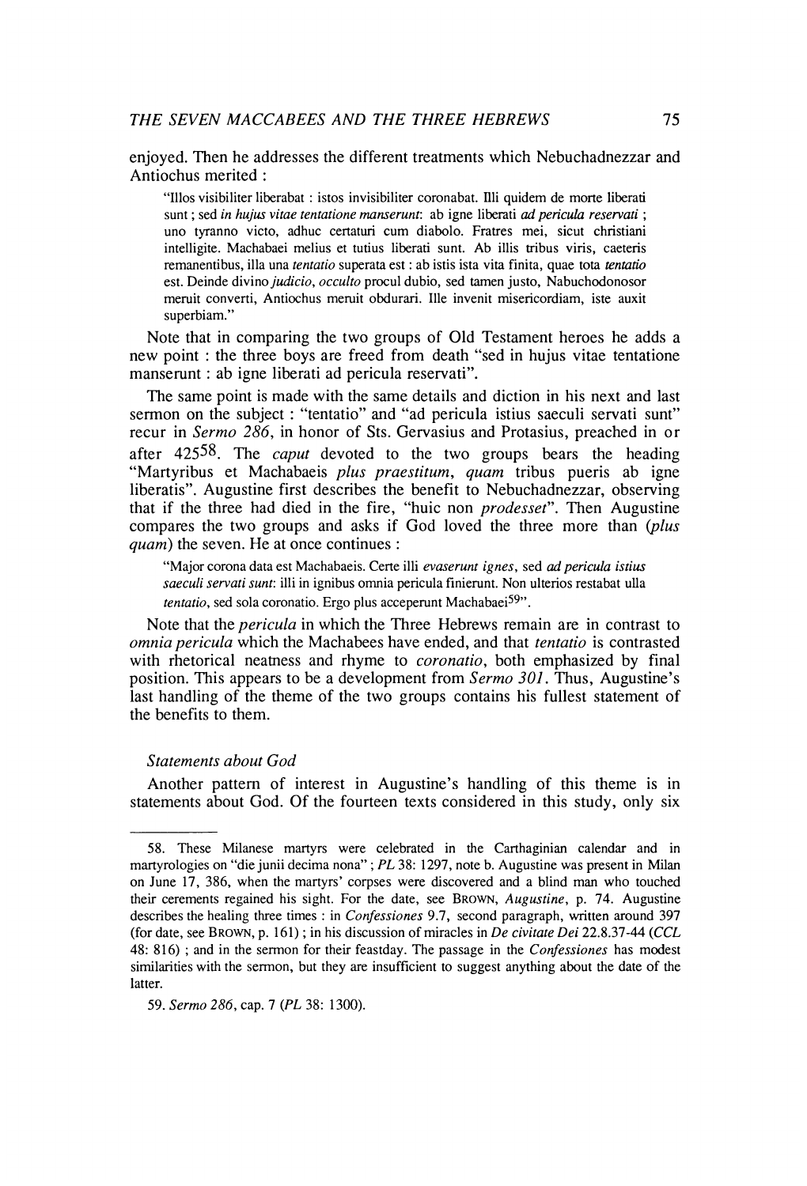enjoyed. Then he addresses the different treatments which Nebuchadnezzar and Antiochus merited :

> "Illos visibiliter liberabat : istos invisibiliter coronabat. Illi quidem de morte liberati sunt ; sed *in hujus vitae tentatione manserunt*: ab igne liberati *ad pericula reservati* ; uno tyranno victo, adhuc certaturi cum diabolo. Fratres mei, sicut christiani intelligite. Machabaei melius et tutius liberati sunt. Ab illis tribus viris, caeteris remanentibus, illa una *tentatio* superata est : ab istis ista vita finita, quae tota *tentatio* est. Deinde divino *judicio*, *occulto* procul dubio, sed tamen justo, Nabuchodonosor meruit converti, Antiochus meruit obdurari. Ille invenit misericordiam, iste auxit superbiam."

Note that in comparing the two groups of Old Testament heroes he adds a new point : the three boys are freed from death "sed in hujus vitae tentatione manserunt : ab igne liberati ad pericula reservati".

The same point is made with the same details and diction in his next and last sermon on the subject : "tentatio" and "ad pericula istius saeculi servati sunt" recur in *Sermo 286*, in honor of Sts. Gervasius and Protasius, preached in or after 425[58]. The *caput* devoted to the two groups bears the heading "Martyribus et Machabaeis *plus praestitum*, *quam* tribus pueris ab igne liberatis". Augustine first describes the benefit to Nebuchadnezzar, observing that if the three had died in the fire, "huic non *prodesset*". Then Augustine compares the two groups and asks if God loved the three more than (*plus quam*) the seven. He at once continues :

> "Major corona data est Machabaeis. Certe illi *evaserunt ignes*, sed *ad pericula istius saeculi servati sunt*: illi in ignibus omnia pericula finierunt. Non ulterios restabat ulla *tentatio*, sed sola coronatio. Ergo plus acceperunt Machabaei[59]".

Note that the *pericula* in which the Three Hebrews remain are in contrast to *omnia pericula* which the Machabees have ended, and that *tentatio* is contrasted with rhetorical neatness and rhyme to *coronatio*, both emphasized by final position. This appears to be a development from *Sermo 301*. Thus, Augustine's last handling of the theme of the two groups contains his fullest statement of the benefits to them.

### *Statements about God*

Another pattern of interest in Augustine's handling of this theme is in statements about God. Of the fourteen texts considered in this study, only six

---

58. These Milanese martyrs were celebrated in the Carthaginian calendar and in martyrologies on "die junii decima nona" ; *PL* 38: 1297, note b. Augustine was present in Milan on June 17, 386, when the martyrs' corpses were discovered and a blind man who touched their cerements regained his sight. For the date, see BROWN, *Augustine*, p. 74. Augustine describes the healing three times : in *Confessiones* 9.7, second paragraph, written around 397 (for date, see BROWN, p. 161) ; in his discussion of miracles in *De civitate Dei* 22.8.37-44 (*CCL* 48: 816) ; and in the sermon for their feastday. The passage in the *Confessiones* has modest similarities with the sermon, but they are insufficient to suggest anything about the date of the latter.

59. *Sermo 286*, cap. 7 (*PL* 38: 1300).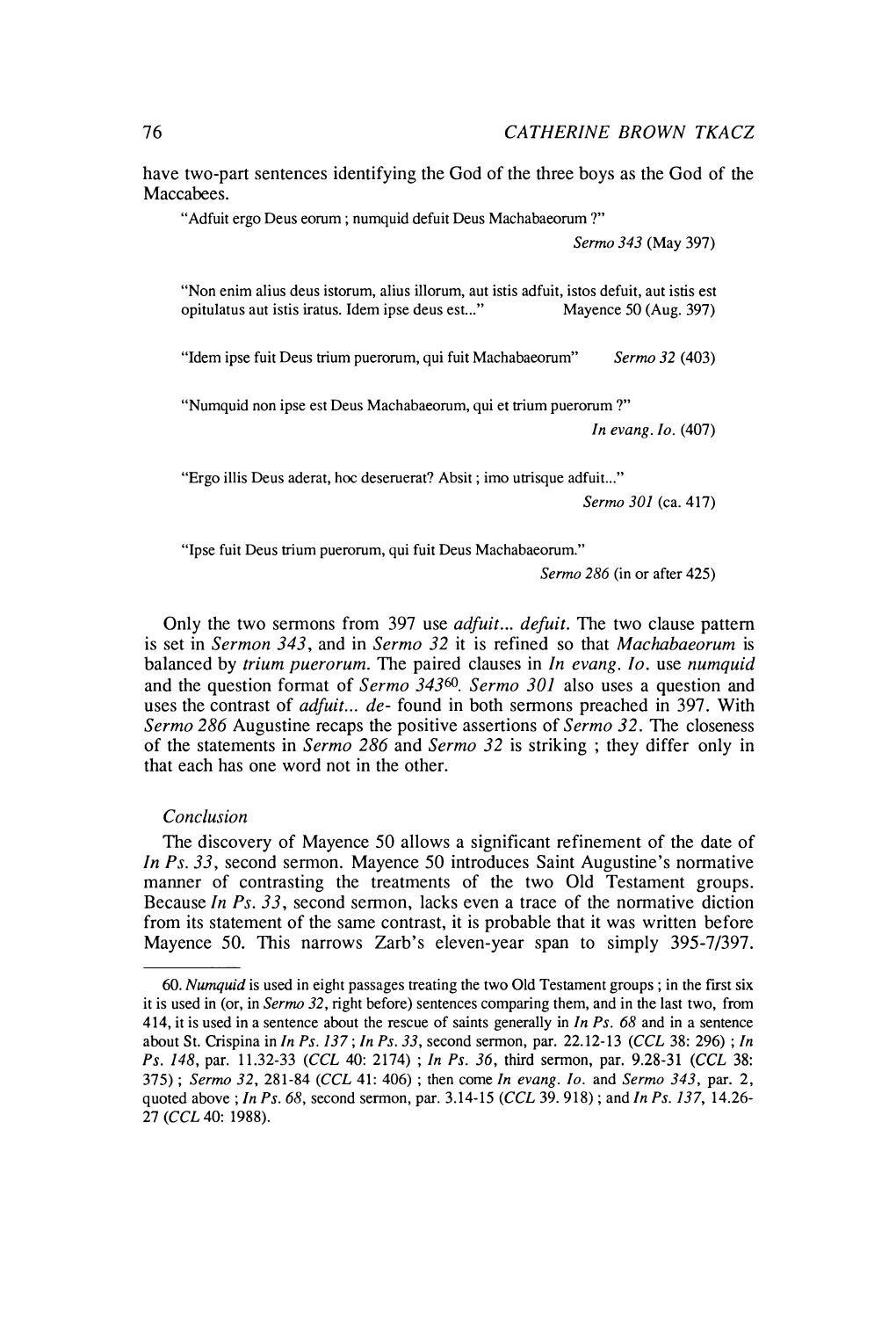have two-part sentences identifying the God of the three boys as the God of the Maccabees.

> "Adfuit ergo Deus eorum ; numquid defuit Deus Machabaeorum ?"
>
> *Sermo 343* (May 397)

> "Non enim alius deus istorum, alius illorum, aut istis adfuit, istos defuit, aut istis est opitulatus aut istis iratus. Idem ipse deus est..." Mayence 50 (Aug. 397)

> "Idem ipse fuit Deus trium puerorum, qui fuit Machabaeorum" *Sermo 32* (403)

> "Numquid non ipse est Deus Machabaeorum, qui et trium puerorum ?"
>
> *In evang. Io.* (407)

> "Ergo illis Deus aderat, hoc deseruerat? Absit ; imo utrisque adfuit..."
>
> *Sermo 301* (ca. 417)

> "Ipse fuit Deus trium puerorum, qui fuit Deus Machabaeorum."
>
> *Sermo 286* (in or after 425)

Only the two sermons from 397 use *adfuit... defuit*. The two clause pattern is set in *Sermon 343*, and in *Sermo 32* it is refined so that *Machabaeorum* is balanced by *trium puerorum*. The paired clauses in *In evang. Io.* use *numquid* and the question format of *Sermo 343*[60]. *Sermo 301* also uses a question and uses the contrast of *adfuit... de-* found in both sermons preached in 397. With *Sermo 286* Augustine recaps the positive assertions of *Sermo 32*. The closeness of the statements in *Sermo 286* and *Sermo 32* is striking ; they differ only in that each has one word not in the other.

## *Conclusion*

The discovery of Mayence 50 allows a significant refinement of the date of *In Ps. 33*, second sermon. Mayence 50 introduces Saint Augustine's normative manner of contrasting the treatments of the two Old Testament groups. Because *In Ps. 33*, second sermon, lacks even a trace of the normative diction from its statement of the same contrast, it is probable that it was written before Mayence 50. This narrows Zarb's eleven-year span to simply 395-7/397.

---

60. *Numquid* is used in eight passages treating the two Old Testament groups ; in the first six it is used in (or, in *Sermo 32*, right before) sentences comparing them, and in the last two, from 414, it is used in a sentence about the rescue of saints generally in *In Ps. 68* and in a sentence about St. Crispina in *In Ps. 137* ; *In Ps. 33*, second sermon, par. 22.12-13 (*CCL* 38: 296) ; *In Ps. 148*, par. 11.32-33 (*CCL* 40: 2174) ; *In Ps. 36*, third sermon, par. 9.28-31 (*CCL* 38: 375) ; *Sermo 32*, 281-84 (*CCL* 41: 406) ; then come *In evang. Io.* and *Sermo 343*, par. 2, quoted above ; *In Ps. 68*, second sermon, par. 3.14-15 (*CCL* 39. 918) ; and *In Ps. 137*, 14.26-27 (*CCL* 40: 1988).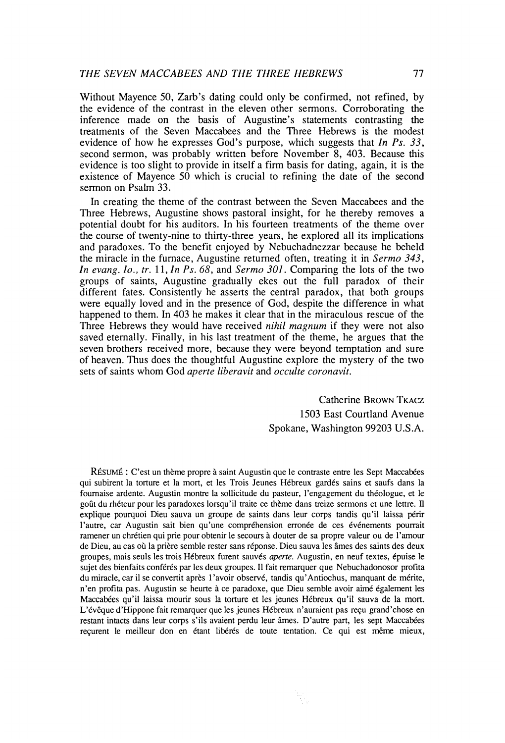Without Mayence 50, Zarb's dating could only be confirmed, not refined, by the evidence of the contrast in the eleven other sermons. Corroborating the inference made on the basis of Augustine's statements contrasting the treatments of the Seven Maccabees and the Three Hebrews is the modest evidence of how he expresses God's purpose, which suggests that *In Ps. 33*, second sermon, was probably written before November 8, 403. Because this evidence is too slight to provide in itself a firm basis for dating, again, it is the existence of Mayence 50 which is crucial to refining the date of the second sermon on Psalm 33.

In creating the theme of the contrast between the Seven Maccabees and the Three Hebrews, Augustine shows pastoral insight, for he thereby removes a potential doubt for his auditors. In his fourteen treatments of the theme over the course of twenty-nine to thirty-three years, he explored all its implications and paradoxes. To the benefit enjoyed by Nebuchadnezzar because he beheld the miracle in the furnace, Augustine returned often, treating it in *Sermo 343*, *In evang. Io., tr.* 11, *In Ps. 68*, and *Sermo 301*. Comparing the lots of the two groups of saints, Augustine gradually ekes out the full paradox of their different fates. Consistently he asserts the central paradox, that both groups were equally loved and in the presence of God, despite the difference in what happened to them. In 403 he makes it clear that in the miraculous rescue of the Three Hebrews they would have received *nihil magnum* if they were not also saved eternally. Finally, in his last treatment of the theme, he argues that the seven brothers received more, because they were beyond temptation and sure of heaven. Thus does the thoughtful Augustine explore the mystery of the two sets of saints whom God *aperte liberavit* and *occulte coronavit*.

Catherine Brown Tkacz
1503 East Courtland Avenue
Spokane, Washington 99203 U.S.A.

Résumé : C'est un thème propre à saint Augustin que le contraste entre les Sept Maccabées qui subirent la torture et la mort, et les Trois Jeunes Hébreux gardés sains et saufs dans la fournaise ardente. Augustin montre la sollicitude du pasteur, l'engagement du théologue, et le goût du rhéteur pour les paradoxes lorsqu'il traite ce thème dans treize sermons et une lettre. Il explique pourquoi Dieu sauva un groupe de saints dans leur corps tandis qu'il laissa périr l'autre, car Augustin sait bien qu'une compréhension erronée de ces événements pourrait ramener un chrétien qui prie pour obtenir le secours à douter de sa propre valeur ou de l'amour de Dieu, au cas où la prière semble rester sans réponse. Dieu sauva les âmes des saints des deux groupes, mais seuls les trois Hébreux furent sauvés *aperte*. Augustin, en neuf textes, épuise le sujet des bienfaits conférés par les deux groupes. Il fait remarquer que Nebuchadonosor profita du miracle, car il se convertit après l'avoir observé, tandis qu'Antiochus, manquant de mérite, n'en profita pas. Augustin se heurte à ce paradoxe, que Dieu semble avoir aimé également les Maccabées qu'il laissa mourir sous la torture et les jeunes Hébreux qu'il sauva de la mort. L'évêque d'Hippone fait remarquer que les jeunes Hébreux n'auraient pas reçu grand'chose en restant intacts dans leur corps s'ils avaient perdu leur âmes. D'autre part, les sept Maccabées reçurent le meilleur don en étant libérés de toute tentation. Ce qui est même mieux,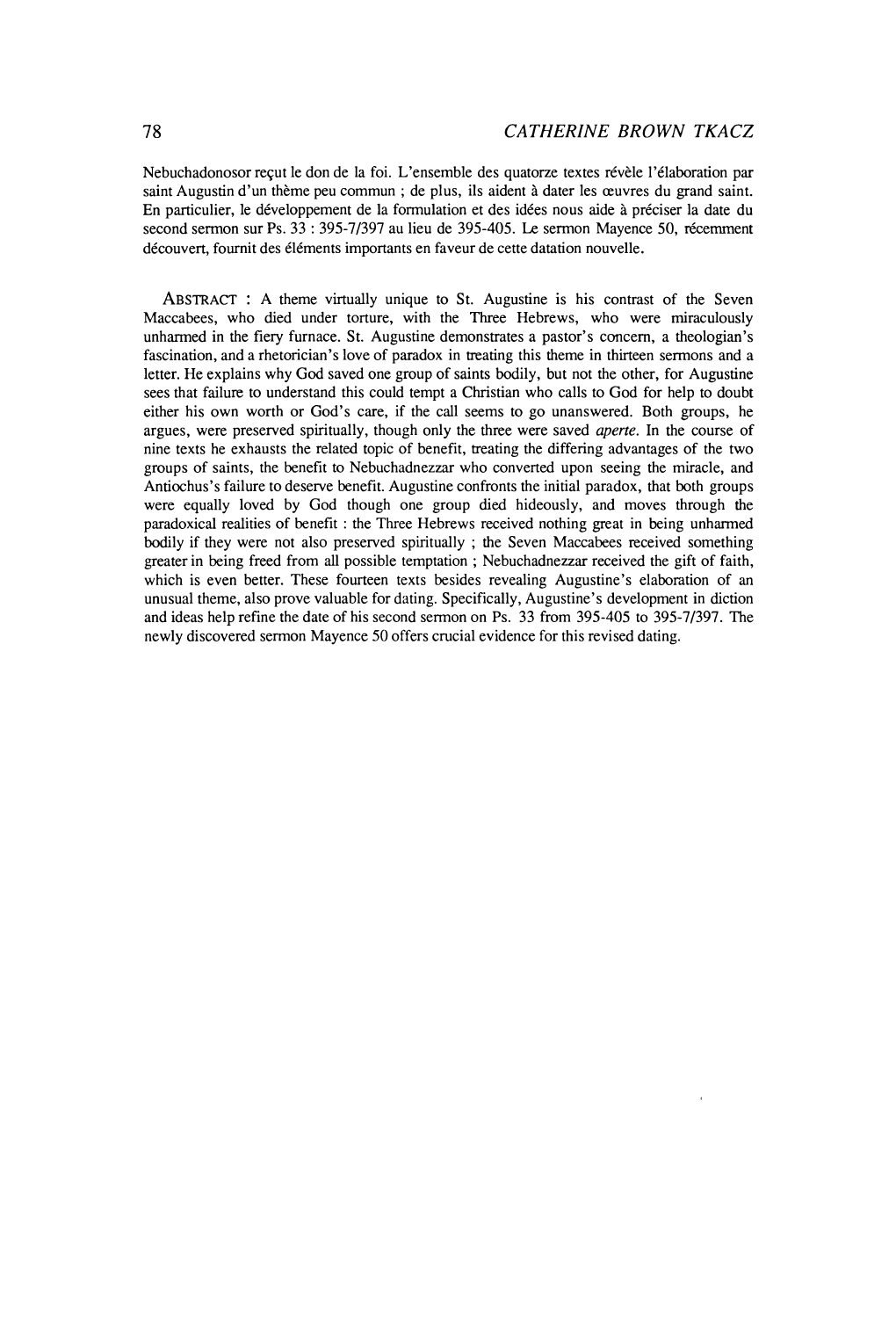Nebuchadonosor reçut le don de la foi. L'ensemble des quatorze textes révèle l'élaboration par saint Augustin d'un thème peu commun ; de plus, ils aident à dater les œuvres du grand saint. En particulier, le développement de la formulation et des idées nous aide à préciser la date du second sermon sur Ps. 33 : 395-7/397 au lieu de 395-405. Le sermon Mayence 50, récemment découvert, fournit des éléments importants en faveur de cette datation nouvelle.

ABSTRACT : A theme virtually unique to St. Augustine is his contrast of the Seven Maccabees, who died under torture, with the Three Hebrews, who were miraculously unharmed in the fiery furnace. St. Augustine demonstrates a pastor's concern, a theologian's fascination, and a rhetorician's love of paradox in treating this theme in thirteen sermons and a letter. He explains why God saved one group of saints bodily, but not the other, for Augustine sees that failure to understand this could tempt a Christian who calls to God for help to doubt either his own worth or God's care, if the call seems to go unanswered. Both groups, he argues, were preserved spiritually, though only the three were saved *aperte*. In the course of nine texts he exhausts the related topic of benefit, treating the differing advantages of the two groups of saints, the benefit to Nebuchadnezzar who converted upon seeing the miracle, and Antiochus's failure to deserve benefit. Augustine confronts the initial paradox, that both groups were equally loved by God though one group died hideously, and moves through the paradoxical realities of benefit : the Three Hebrews received nothing great in being unharmed bodily if they were not also preserved spiritually ; the Seven Maccabees received something greater in being freed from all possible temptation ; Nebuchadnezzar received the gift of faith, which is even better. These fourteen texts besides revealing Augustine's elaboration of an unusual theme, also prove valuable for dating. Specifically, Augustine's development in diction and ideas help refine the date of his second sermon on Ps. 33 from 395-405 to 395-7/397. The newly discovered sermon Mayence 50 offers crucial evidence for this revised dating.